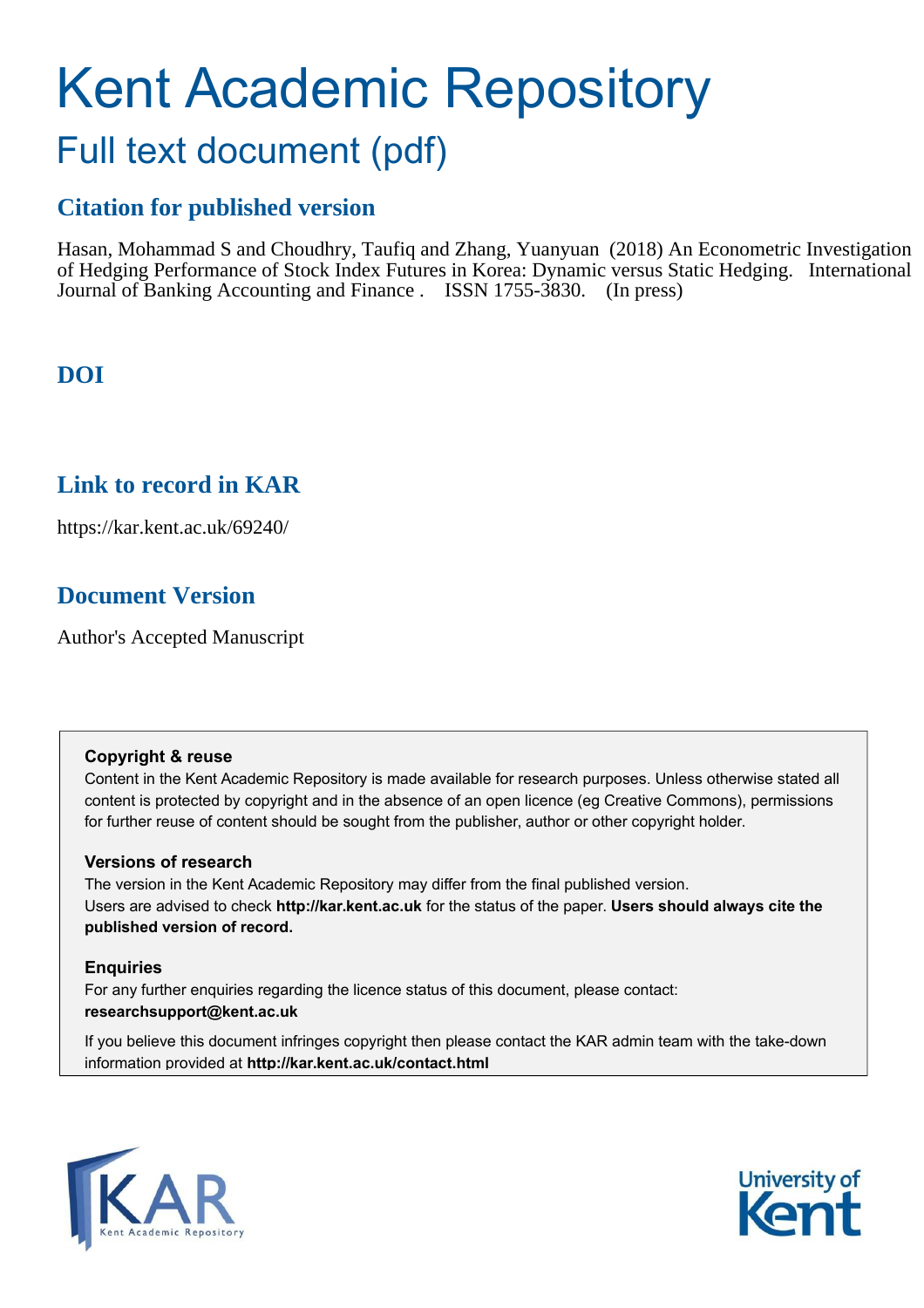# Kent Academic Repository

## Full text document (pdf)

### Citation for published version

Hasan, Mohammad S and Choudhry, Taufiq and Zhang, Yuanyuan (2018) An Econometric Investigation of Hedging Performance of Stock Index Futures in Korea: Dynamic versus Static Hedging. International Journal of Banking Accounting and Finance . ISSN 1755-3830. (In press)

### DOI

### Link to record in KAR

https://kar.kent.ac.uk/69240/

### Document Version

Author's Accepted Manuscript

**Copyright & reuse**

Content in the Kent Academic Repository is made available for research purposes. Unless otherwise stated all content is protected by copyright and in the absence of an open licence (eg Creative Commons), permissions for further reuse of content should be sought from the publisher, author or other copyright holder.

**Versions of research**

The version in the Kent Academic Repository may differ from the final published version.
Users are advised to check **http://kar.kent.ac.uk** for the status of the paper. **Users should always cite the published version of record.**

**Enquiries**

For any further enquiries regarding the licence status of this document, please contact:
**researchsupport@kent.ac.uk**

If you believe this document infringes copyright then please contact the KAR admin team with the take-down information provided at **http://kar.kent.ac.uk/contact.html**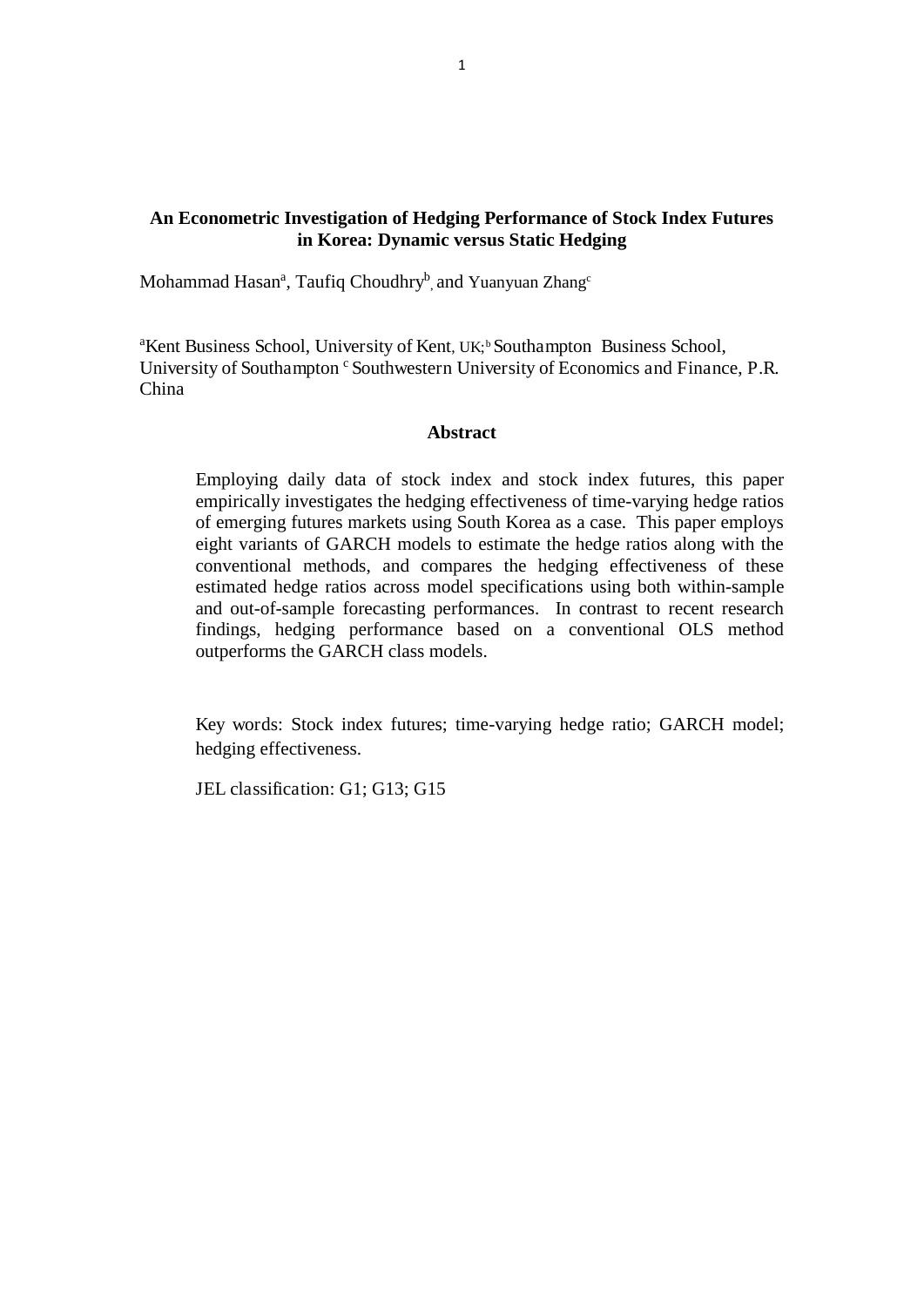# An Econometric Investigation of Hedging Performance of Stock Index Futures in Korea: Dynamic versus Static Hedging

Mohammad Hasan[a], Taufiq Choudhry[b], and Yuanyuan Zhang[c]

[a]Kent Business School, University of Kent, UK; [b] Southampton Business School, University of Southampton [c] Southwestern University of Economics and Finance, P.R. China

## Abstract

Employing daily data of stock index and stock index futures, this paper empirically investigates the hedging effectiveness of time-varying hedge ratios of emerging futures markets using South Korea as a case. This paper employs eight variants of GARCH models to estimate the hedge ratios along with the conventional methods, and compares the hedging effectiveness of these estimated hedge ratios across model specifications using both within-sample and out-of-sample forecasting performances. In contrast to recent research findings, hedging performance based on a conventional OLS method outperforms the GARCH class models.

Key words: Stock index futures; time-varying hedge ratio; GARCH model; hedging effectiveness.

JEL classification: G1; G13; G15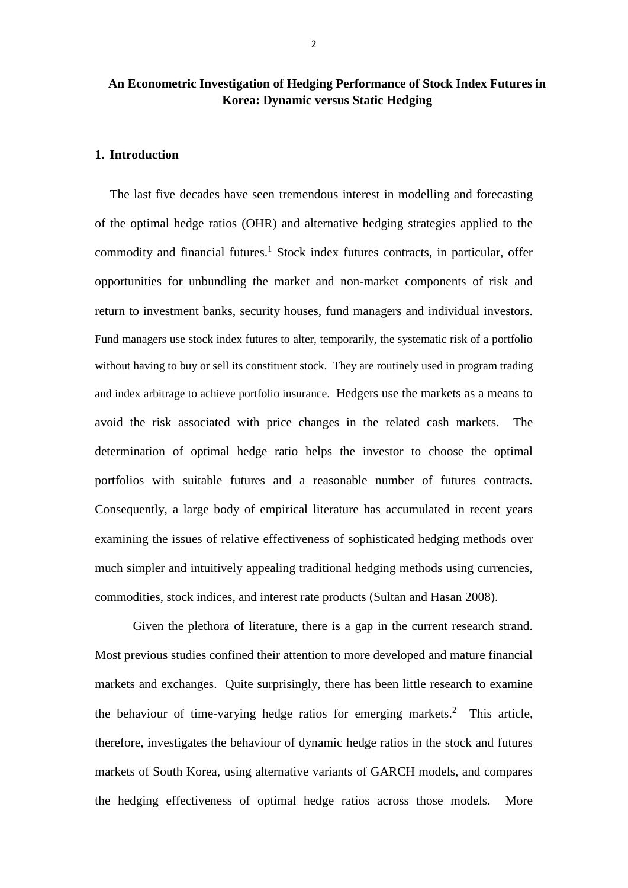**An Econometric Investigation of Hedging Performance of Stock Index Futures in Korea: Dynamic versus Static Hedging**

## 1. Introduction

The last five decades have seen tremendous interest in modelling and forecasting of the optimal hedge ratios (OHR) and alternative hedging strategies applied to the commodity and financial futures.[1] Stock index futures contracts, in particular, offer opportunities for unbundling the market and non-market components of risk and return to investment banks, security houses, fund managers and individual investors. Fund managers use stock index futures to alter, temporarily, the systematic risk of a portfolio without having to buy or sell its constituent stock. They are routinely used in program trading and index arbitrage to achieve portfolio insurance. Hedgers use the markets as a means to avoid the risk associated with price changes in the related cash markets. The determination of optimal hedge ratio helps the investor to choose the optimal portfolios with suitable futures and a reasonable number of futures contracts. Consequently, a large body of empirical literature has accumulated in recent years examining the issues of relative effectiveness of sophisticated hedging methods over much simpler and intuitively appealing traditional hedging methods using currencies, commodities, stock indices, and interest rate products (Sultan and Hasan 2008).

Given the plethora of literature, there is a gap in the current research strand. Most previous studies confined their attention to more developed and mature financial markets and exchanges. Quite surprisingly, there has been little research to examine the behaviour of time-varying hedge ratios for emerging markets.[2] This article, therefore, investigates the behaviour of dynamic hedge ratios in the stock and futures markets of South Korea, using alternative variants of GARCH models, and compares the hedging effectiveness of optimal hedge ratios across those models. More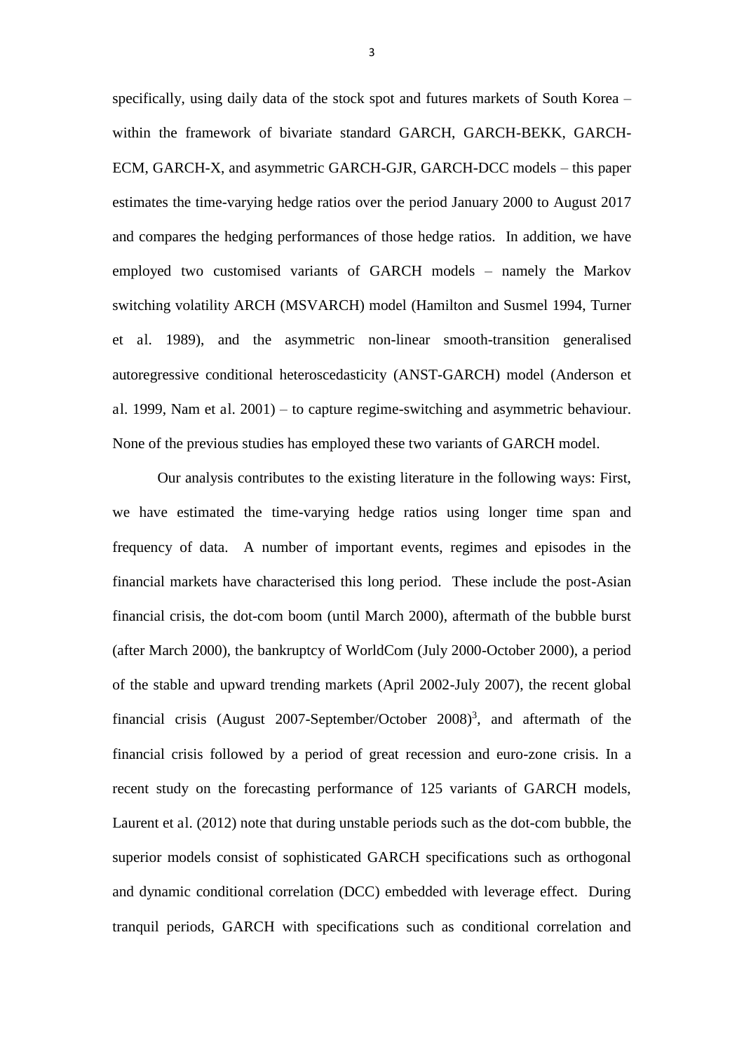specifically, using daily data of the stock spot and futures markets of South Korea – within the framework of bivariate standard GARCH, GARCH-BEKK, GARCH-ECM, GARCH-X, and asymmetric GARCH-GJR, GARCH-DCC models – this paper estimates the time-varying hedge ratios over the period January 2000 to August 2017 and compares the hedging performances of those hedge ratios. In addition, we have employed two customised variants of GARCH models – namely the Markov switching volatility ARCH (MSVARCH) model (Hamilton and Susmel 1994, Turner et al. 1989), and the asymmetric non-linear smooth-transition generalised autoregressive conditional heteroscedasticity (ANST-GARCH) model (Anderson et al. 1999, Nam et al. 2001) – to capture regime-switching and asymmetric behaviour. None of the previous studies has employed these two variants of GARCH model.

Our analysis contributes to the existing literature in the following ways: First, we have estimated the time-varying hedge ratios using longer time span and frequency of data. A number of important events, regimes and episodes in the financial markets have characterised this long period. These include the post-Asian financial crisis, the dot-com boom (until March 2000), aftermath of the bubble burst (after March 2000), the bankruptcy of WorldCom (July 2000-October 2000), a period of the stable and upward trending markets (April 2002-July 2007), the recent global financial crisis (August 2007-September/October 2008)[3], and aftermath of the financial crisis followed by a period of great recession and euro-zone crisis. In a recent study on the forecasting performance of 125 variants of GARCH models, Laurent et al. (2012) note that during unstable periods such as the dot-com bubble, the superior models consist of sophisticated GARCH specifications such as orthogonal and dynamic conditional correlation (DCC) embedded with leverage effect. During tranquil periods, GARCH with specifications such as conditional correlation and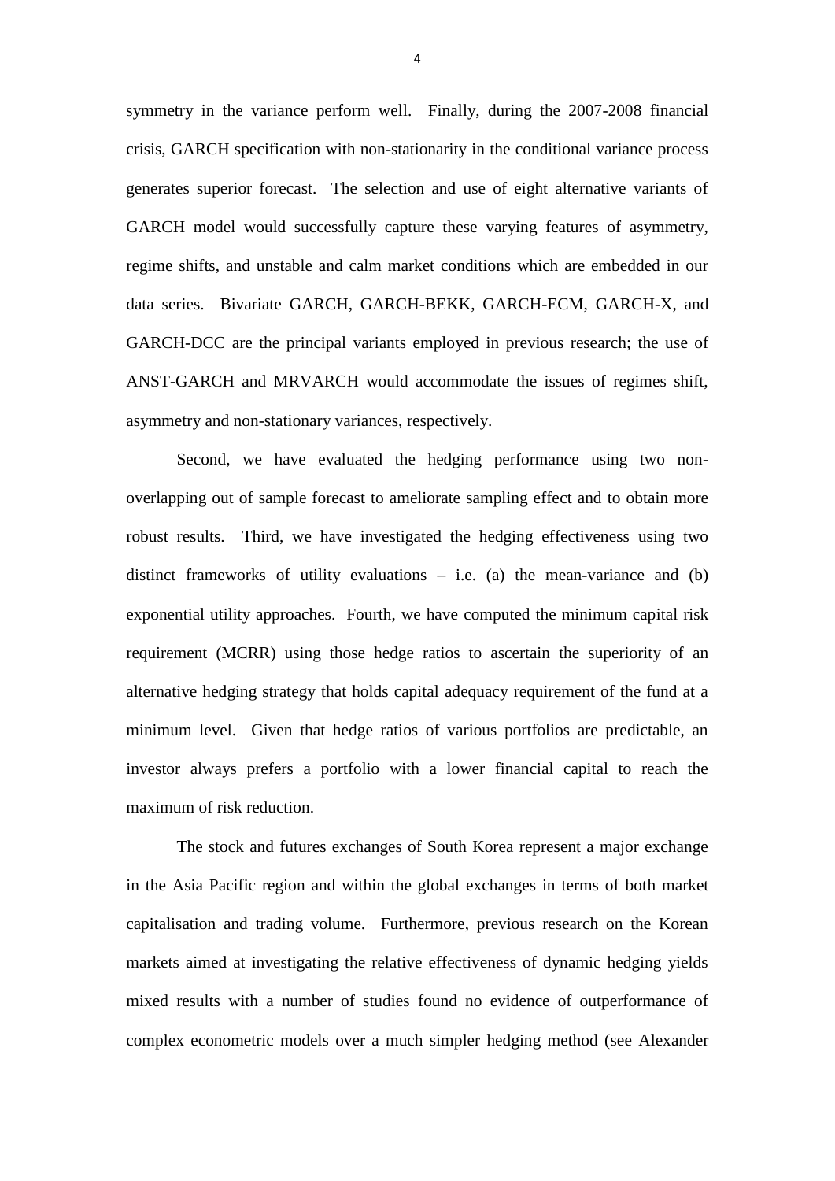symmetry in the variance perform well. Finally, during the 2007-2008 financial crisis, GARCH specification with non-stationarity in the conditional variance process generates superior forecast. The selection and use of eight alternative variants of GARCH model would successfully capture these varying features of asymmetry, regime shifts, and unstable and calm market conditions which are embedded in our data series. Bivariate GARCH, GARCH-BEKK, GARCH-ECM, GARCH-X, and GARCH-DCC are the principal variants employed in previous research; the use of ANST-GARCH and MRVARCH would accommodate the issues of regimes shift, asymmetry and non-stationary variances, respectively.

Second, we have evaluated the hedging performance using two non-overlapping out of sample forecast to ameliorate sampling effect and to obtain more robust results. Third, we have investigated the hedging effectiveness using two distinct frameworks of utility evaluations – i.e. (a) the mean-variance and (b) exponential utility approaches. Fourth, we have computed the minimum capital risk requirement (MCRR) using those hedge ratios to ascertain the superiority of an alternative hedging strategy that holds capital adequacy requirement of the fund at a minimum level. Given that hedge ratios of various portfolios are predictable, an investor always prefers a portfolio with a lower financial capital to reach the maximum of risk reduction.

The stock and futures exchanges of South Korea represent a major exchange in the Asia Pacific region and within the global exchanges in terms of both market capitalisation and trading volume. Furthermore, previous research on the Korean markets aimed at investigating the relative effectiveness of dynamic hedging yields mixed results with a number of studies found no evidence of outperformance of complex econometric models over a much simpler hedging method (see Alexander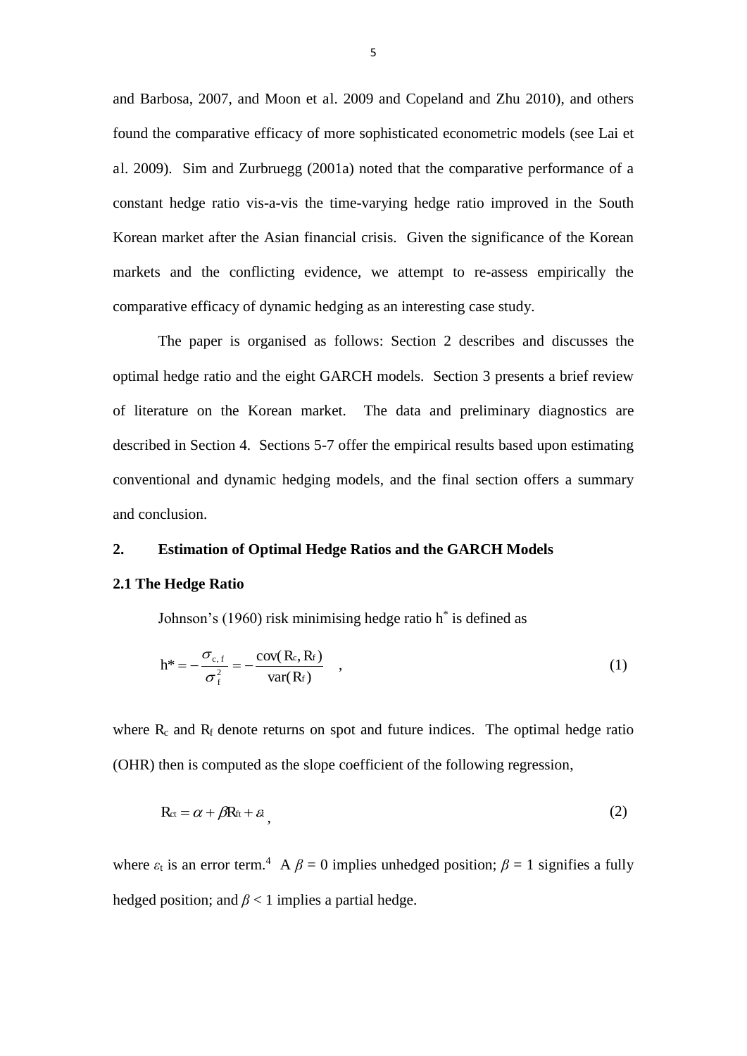and Barbosa, 2007, and Moon et al. 2009 and Copeland and Zhu 2010), and others found the comparative efficacy of more sophisticated econometric models (see Lai et al. 2009). Sim and Zurbruegg (2001a) noted that the comparative performance of a constant hedge ratio vis-a-vis the time-varying hedge ratio improved in the South Korean market after the Asian financial crisis. Given the significance of the Korean markets and the conflicting evidence, we attempt to re-assess empirically the comparative efficacy of dynamic hedging as an interesting case study.

The paper is organised as follows: Section 2 describes and discusses the optimal hedge ratio and the eight GARCH models. Section 3 presents a brief review of literature on the Korean market. The data and preliminary diagnostics are described in Section 4. Sections 5-7 offer the empirical results based upon estimating conventional and dynamic hedging models, and the final section offers a summary and conclusion.

## 2. Estimation of Optimal Hedge Ratios and the GARCH Models

### 2.1 The Hedge Ratio

Johnson's (1960) risk minimising hedge ratio $h^*$ is defined as

$$h^* = -\frac{\sigma_{c,f}}{\sigma_f^2} = -\frac{\text{cov}(R_c, R_f)}{\text{var}(R_f)} \quad , \tag{1}$$

where $R_c$ and $R_f$ denote returns on spot and future indices. The optimal hedge ratio (OHR) then is computed as the slope coefficient of the following regression,

$$R_{ct} = \alpha + \beta R_{ft} + \varepsilon_t \, , \tag{2}$$

where $\varepsilon_t$ is an error term.[4] A $\beta = 0$ implies unhedged position; $\beta = 1$ signifies a fully hedged position; and $\beta < 1$ implies a partial hedge.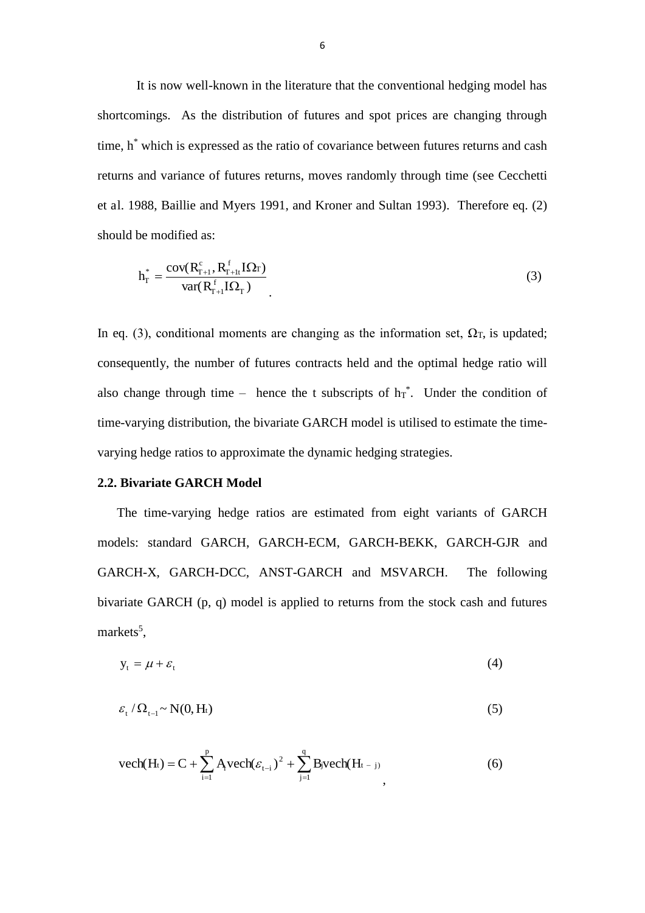It is now well-known in the literature that the conventional hedging model has shortcomings. As the distribution of futures and spot prices are changing through time, $h^*$ which is expressed as the ratio of covariance between futures returns and cash returns and variance of futures returns, moves randomly through time (see Cecchetti et al. 1988, Baillie and Myers 1991, and Kroner and Sultan 1993). Therefore eq. (2) should be modified as:

$$h_T^* = \frac{\text{cov}(R_{T+1}^c, R_{T+1t}^f I\Omega_T)}{\text{var}(R_{T+1}^f I\Omega_T)} \tag{3}$$

In eq. (3), conditional moments are changing as the information set, $\Omega_T$, is updated; consequently, the number of futures contracts held and the optimal hedge ratio will also change through time – hence the t subscripts of $h_T^*$. Under the condition of time-varying distribution, the bivariate GARCH model is utilised to estimate the time-varying hedge ratios to approximate the dynamic hedging strategies.

### 2.2. Bivariate GARCH Model

The time-varying hedge ratios are estimated from eight variants of GARCH models: standard GARCH, GARCH-ECM, GARCH-BEKK, GARCH-GJR and GARCH-X, GARCH-DCC, ANST-GARCH and MSVARCH. The following bivariate GARCH (p, q) model is applied to returns from the stock cash and futures markets[5],

$$y_t = \mu + \varepsilon_t \tag{4}$$

$$\varepsilon_t / \Omega_{t-1} \sim N(0, H_t) \tag{5}$$

$$\text{vech}(H_t) = C + \sum_{i=1}^{p} A_i \text{vech}(\varepsilon_{t-i})^2 + \sum_{j=1}^{q} B_j \text{vech}(H_{t-j}) \tag{6}$$

,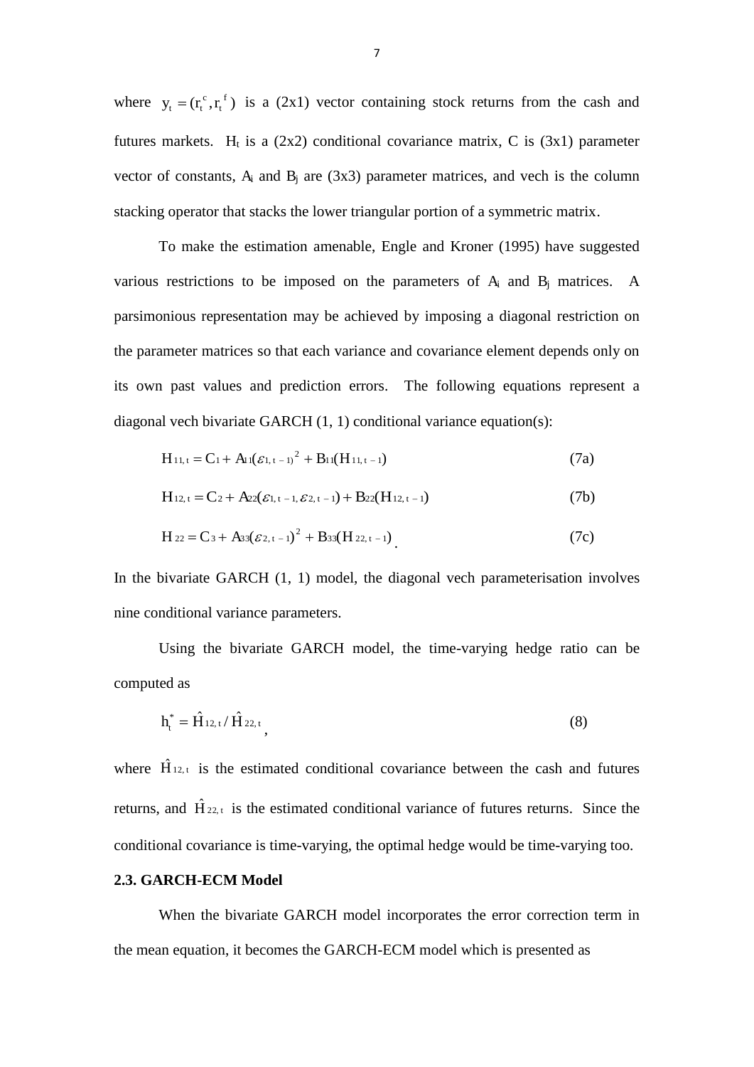where $y_t = (r_t^c, r_t^f)$ is a (2x1) vector containing stock returns from the cash and futures markets. $H_t$ is a (2x2) conditional covariance matrix, C is (3x1) parameter vector of constants, $A_i$ and $B_j$ are (3x3) parameter matrices, and vech is the column stacking operator that stacks the lower triangular portion of a symmetric matrix.

To make the estimation amenable, Engle and Kroner (1995) have suggested various restrictions to be imposed on the parameters of $A_i$ and $B_j$ matrices. A parsimonious representation may be achieved by imposing a diagonal restriction on the parameter matrices so that each variance and covariance element depends only on its own past values and prediction errors. The following equations represent a diagonal vech bivariate GARCH (1, 1) conditional variance equation(s):

$$H_{11,t} = C_1 + A_{11}(\varepsilon_{1,t-1})^2 + B_{11}(H_{11,t-1}) \tag{7a}$$

$$H_{12,t} = C_2 + A_{22}(\varepsilon_{1,t-1}, \varepsilon_{2,t-1}) + B_{22}(H_{12,t-1}) \tag{7b}$$

$$H_{22} = C_3 + A_{33}(\varepsilon_{2,t-1})^2 + B_{33}(H_{22,t-1}) \tag{7c}$$

In the bivariate GARCH (1, 1) model, the diagonal vech parameterisation involves nine conditional variance parameters.

Using the bivariate GARCH model, the time-varying hedge ratio can be computed as

$$h_t^* = \hat{H}_{12,t} / \hat{H}_{22,t} \tag{8}$$

where $\hat{H}_{12,t}$ is the estimated conditional covariance between the cash and futures returns, and $\hat{H}_{22,t}$ is the estimated conditional variance of futures returns. Since the conditional covariance is time-varying, the optimal hedge would be time-varying too.

### 2.3. GARCH-ECM Model

When the bivariate GARCH model incorporates the error correction term in the mean equation, it becomes the GARCH-ECM model which is presented as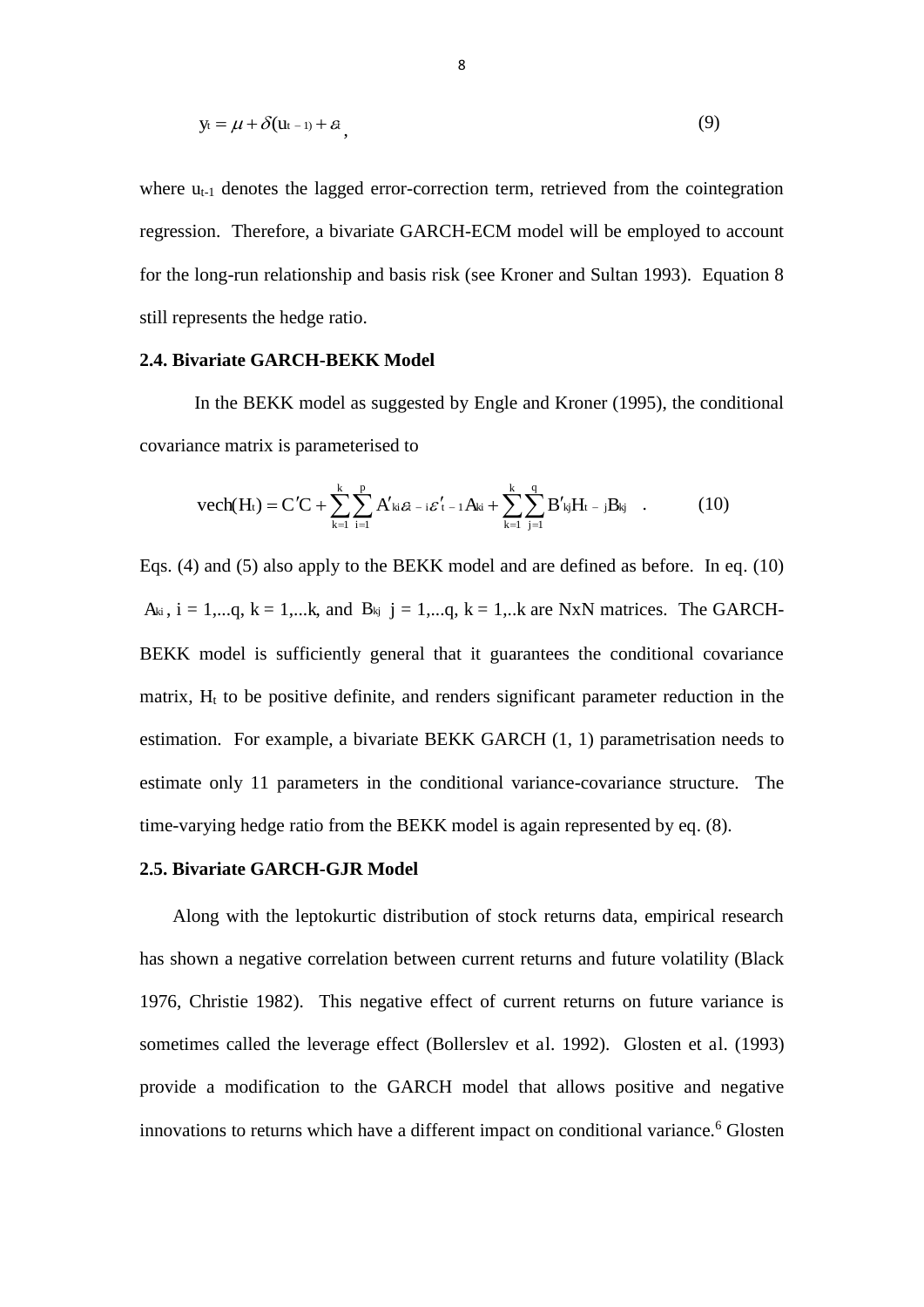$$y_t = \mu + \delta(u_{t-1}) + \varepsilon_t, \tag{9}$$

where $u_{t-1}$ denotes the lagged error-correction term, retrieved from the cointegration regression. Therefore, a bivariate GARCH-ECM model will be employed to account for the long-run relationship and basis risk (see Kroner and Sultan 1993). Equation 8 still represents the hedge ratio.

### 2.4. Bivariate GARCH-BEKK Model

In the BEKK model as suggested by Engle and Kroner (1995), the conditional covariance matrix is parameterised to

$$\text{vech}(H_t) = C'C + \sum_{k=1}^{k}\sum_{i=1}^{p} A'_{ki}\varepsilon_{t-i}\varepsilon'_{t-1}A_{ki} + \sum_{k=1}^{k}\sum_{j=1}^{q} B'_{kj}H_{t-j}B_{kj} \quad . \tag{10}$$

Eqs. (4) and (5) also apply to the BEKK model and are defined as before. In eq. (10) $A_{ki}$, i = 1,...q, k = 1,...k, and $B_{kj}$ j = 1,...q, k = 1,..k are NxN matrices. The GARCH-BEKK model is sufficiently general that it guarantees the conditional covariance matrix, $H_t$ to be positive definite, and renders significant parameter reduction in the estimation. For example, a bivariate BEKK GARCH (1, 1) parametrisation needs to estimate only 11 parameters in the conditional variance-covariance structure. The time-varying hedge ratio from the BEKK model is again represented by eq. (8).

### 2.5. Bivariate GARCH-GJR Model

Along with the leptokurtic distribution of stock returns data, empirical research has shown a negative correlation between current returns and future volatility (Black 1976, Christie 1982). This negative effect of current returns on future variance is sometimes called the leverage effect (Bollerslev et al. 1992). Glosten et al. (1993) provide a modification to the GARCH model that allows positive and negative innovations to returns which have a different impact on conditional variance.[6] Glosten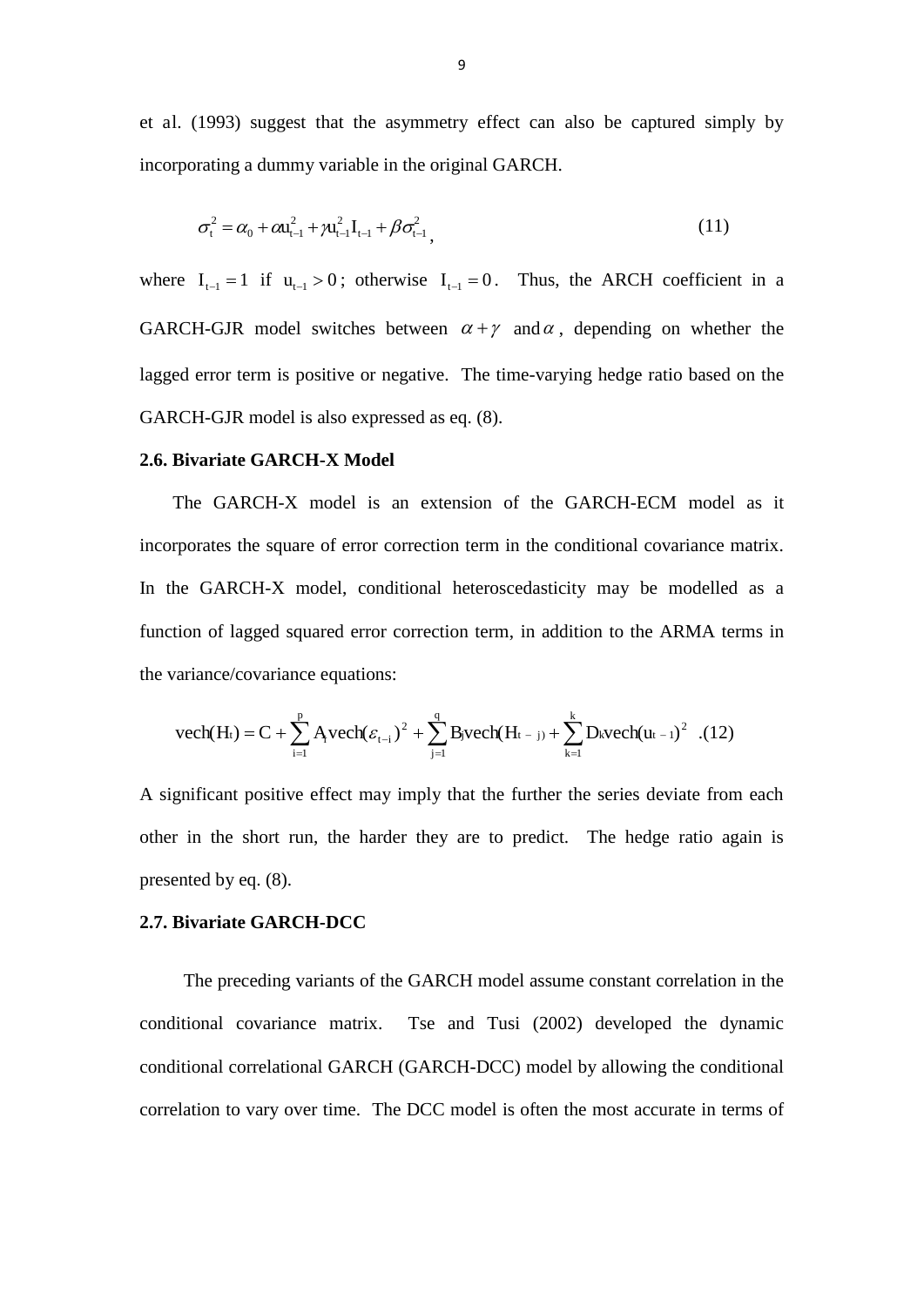et al. (1993) suggest that the asymmetry effect can also be captured simply by incorporating a dummy variable in the original GARCH.

$$\sigma_t^2 = \alpha_0 + \alpha u_{t-1}^2 + \gamma u_{t-1}^2 I_{t-1} + \beta \sigma_{t-1}^2 , \tag{11}$$

where $I_{t-1} = 1$ if $u_{t-1} > 0$; otherwise $I_{t-1} = 0$. Thus, the ARCH coefficient in a GARCH-GJR model switches between $\alpha + \gamma$ and $\alpha$, depending on whether the lagged error term is positive or negative. The time-varying hedge ratio based on the GARCH-GJR model is also expressed as eq. (8).

### 2.6. Bivariate GARCH-X Model

The GARCH-X model is an extension of the GARCH-ECM model as it incorporates the square of error correction term in the conditional covariance matrix. In the GARCH-X model, conditional heteroscedasticity may be modelled as a function of lagged squared error correction term, in addition to the ARMA terms in the variance/covariance equations:

$$\text{vech}(H_t) = C + \sum_{i=1}^{p} A_i \text{vech}(\varepsilon_{t-i})^2 + \sum_{j=1}^{q} B_j \text{vech}(H_{t-j}) + \sum_{k=1}^{k} D_k \text{vech}(u_{t-1})^2 \quad .(12)$$

A significant positive effect may imply that the further the series deviate from each other in the short run, the harder they are to predict. The hedge ratio again is presented by eq. (8).

### 2.7. Bivariate GARCH-DCC

The preceding variants of the GARCH model assume constant correlation in the conditional covariance matrix. Tse and Tusi (2002) developed the dynamic conditional correlational GARCH (GARCH-DCC) model by allowing the conditional correlation to vary over time. The DCC model is often the most accurate in terms of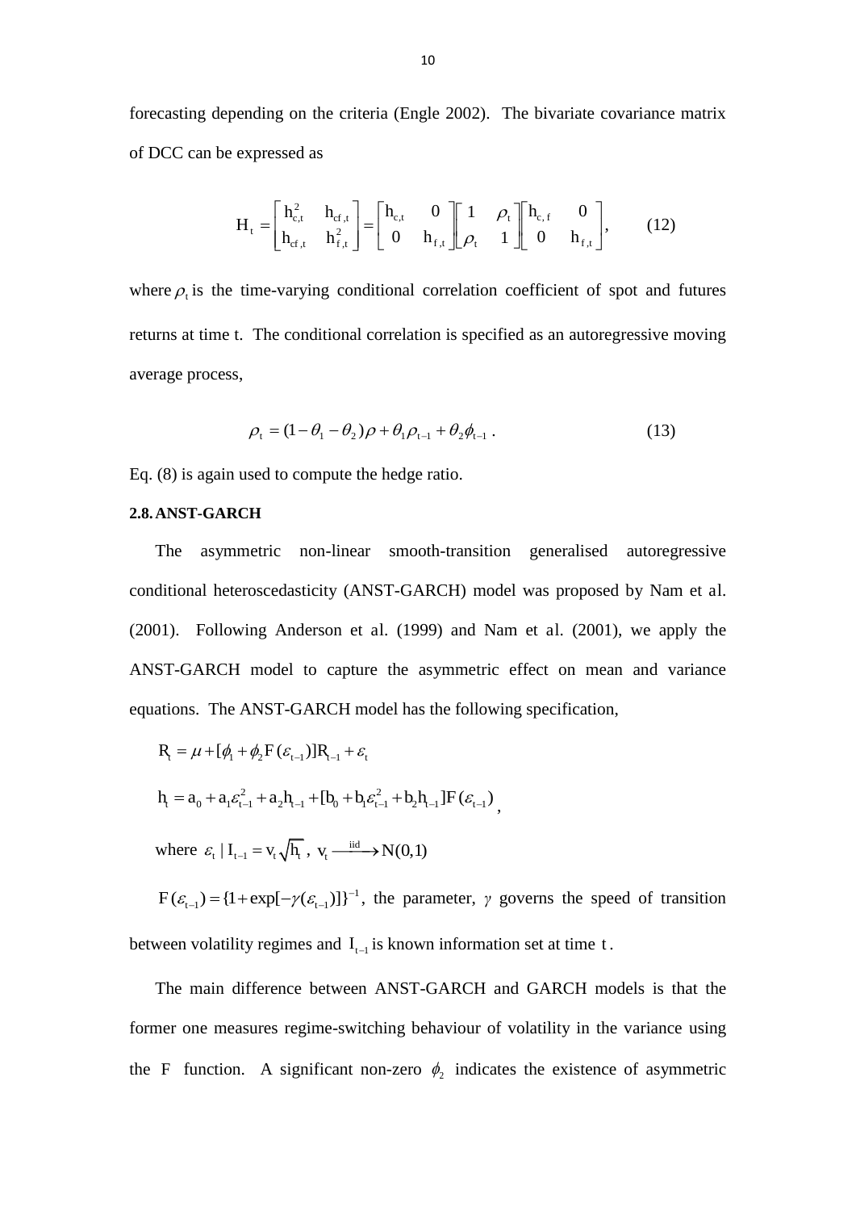forecasting depending on the criteria (Engle 2002). The bivariate covariance matrix of DCC can be expressed as

$$H_t = \begin{bmatrix} h_{c,t}^2 & h_{cf,t} \\ h_{cf,t} & h_{f,t}^2 \end{bmatrix} = \begin{bmatrix} h_{c,t} & 0 \\ 0 & h_{f,t} \end{bmatrix} \begin{bmatrix} 1 & \rho_t \\ \rho_t & 1 \end{bmatrix} \begin{bmatrix} h_{c,f} & 0 \\ 0 & h_{f,t} \end{bmatrix}, \qquad (12)$$

where $\rho_t$ is the time-varying conditional correlation coefficient of spot and futures returns at time t. The conditional correlation is specified as an autoregressive moving average process,

$$\rho_t = (1-\theta_1-\theta_2)\rho + \theta_1\rho_{t-1} + \theta_2\phi_{t-1}\,. \qquad (13)$$

Eq. (8) is again used to compute the hedge ratio.

**2.8. ANST-GARCH**

The asymmetric non-linear smooth-transition generalised autoregressive conditional heteroscedasticity (ANST-GARCH) model was proposed by Nam et al. (2001). Following Anderson et al. (1999) and Nam et al. (2001), we apply the ANST-GARCH model to capture the asymmetric effect on mean and variance equations. The ANST-GARCH model has the following specification,

$$R_t = \mu + [\phi_1 + \phi_2 F(\varepsilon_{t-1})]R_{t-1} + \varepsilon_t$$

$$h_t = a_0 + a_1\varepsilon_{t-1}^2 + a_2 h_{t-1} + [b_0 + b_1\varepsilon_{t-1}^2 + b_2 h_{t-1}]F(\varepsilon_{t-1}),$$

where $\varepsilon_t \mid I_{t-1} = v_t\sqrt{h_t}$, $v_t \xrightarrow{iid} N(0,1)$

$F(\varepsilon_{t-1}) = \{1+\exp[-\gamma(\varepsilon_{t-1})]\}^{-1}$, the parameter, $\gamma$ governs the speed of transition between volatility regimes and $I_{t-1}$ is known information set at time $t$.

The main difference between ANST-GARCH and GARCH models is that the former one measures regime-switching behaviour of volatility in the variance using the $F$ function. A significant non-zero $\phi_2$ indicates the existence of asymmetric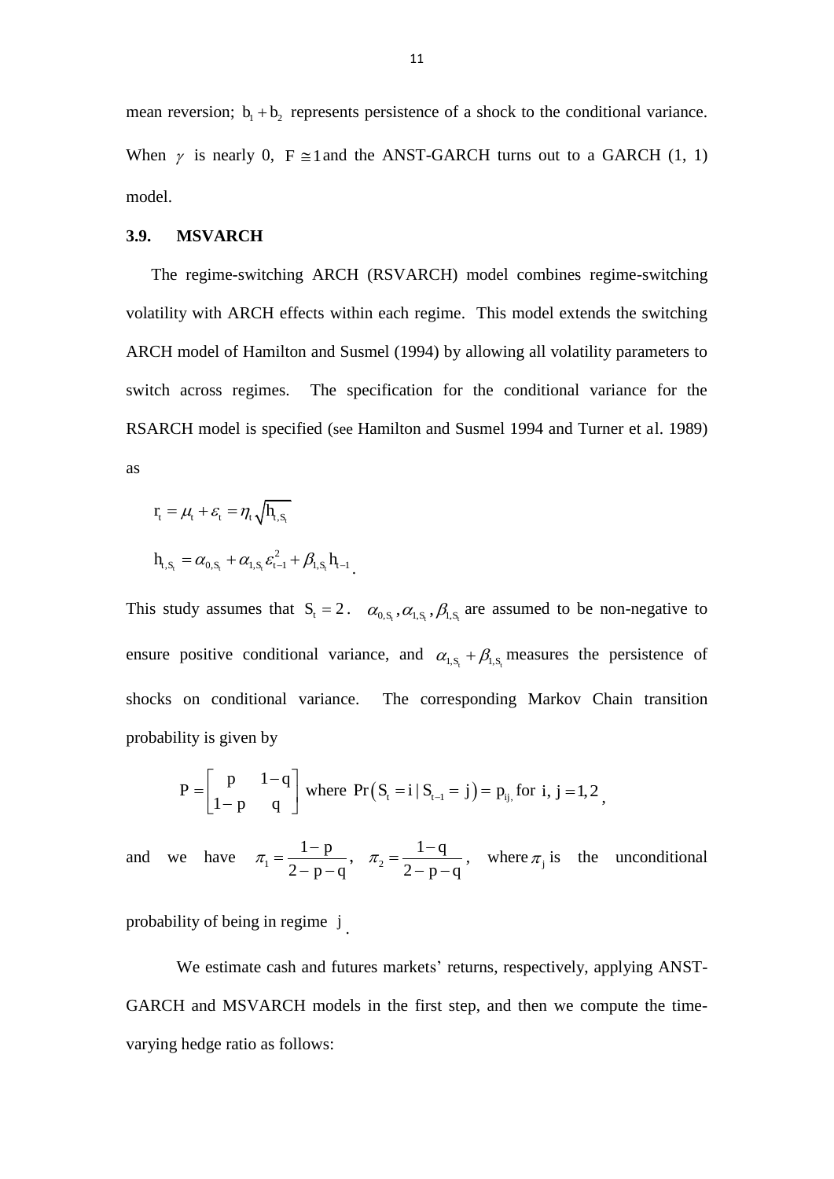mean reversion; $b_1 + b_2$ represents persistence of a shock to the conditional variance. When $\gamma$ is nearly 0, $F \cong 1$ and the ANST-GARCH turns out to a GARCH (1, 1) model.

### 3.9. MSVARCH

The regime-switching ARCH (RSVARCH) model combines regime-switching volatility with ARCH effects within each regime. This model extends the switching ARCH model of Hamilton and Susmel (1994) by allowing all volatility parameters to switch across regimes. The specification for the conditional variance for the RSARCH model is specified (see Hamilton and Susmel 1994 and Turner et al. 1989) as

$$r_t = \mu_t + \varepsilon_t = \eta_t \sqrt{h_{t,S_t}}$$

$$h_{t,S_t} = \alpha_{0,S_t} + \alpha_{1,S_t}\varepsilon_{t-1}^2 + \beta_{1,S_t} h_{t-1}.$$

This study assumes that $S_t = 2$. $\alpha_{0,S_t}, \alpha_{1,S_t}, \beta_{1,S_t}$ are assumed to be non-negative to ensure positive conditional variance, and $\alpha_{1,S_t} + \beta_{1,S_t}$ measures the persistence of shocks on conditional variance. The corresponding Markov Chain transition probability is given by

$$P = \begin{bmatrix} p & 1-q \\ 1-p & q \end{bmatrix} \text{ where } \Pr\left(S_t = i \mid S_{t-1} = j\right) = p_{ij,} \text{ for } i, j = 1, 2,$$

and we have $\pi_1 = \dfrac{1-p}{2-p-q}$, $\pi_2 = \dfrac{1-q}{2-p-q}$, where $\pi_j$ is the unconditional probability of being in regime $j$.

We estimate cash and futures markets' returns, respectively, applying ANST-GARCH and MSVARCH models in the first step, and then we compute the time-varying hedge ratio as follows: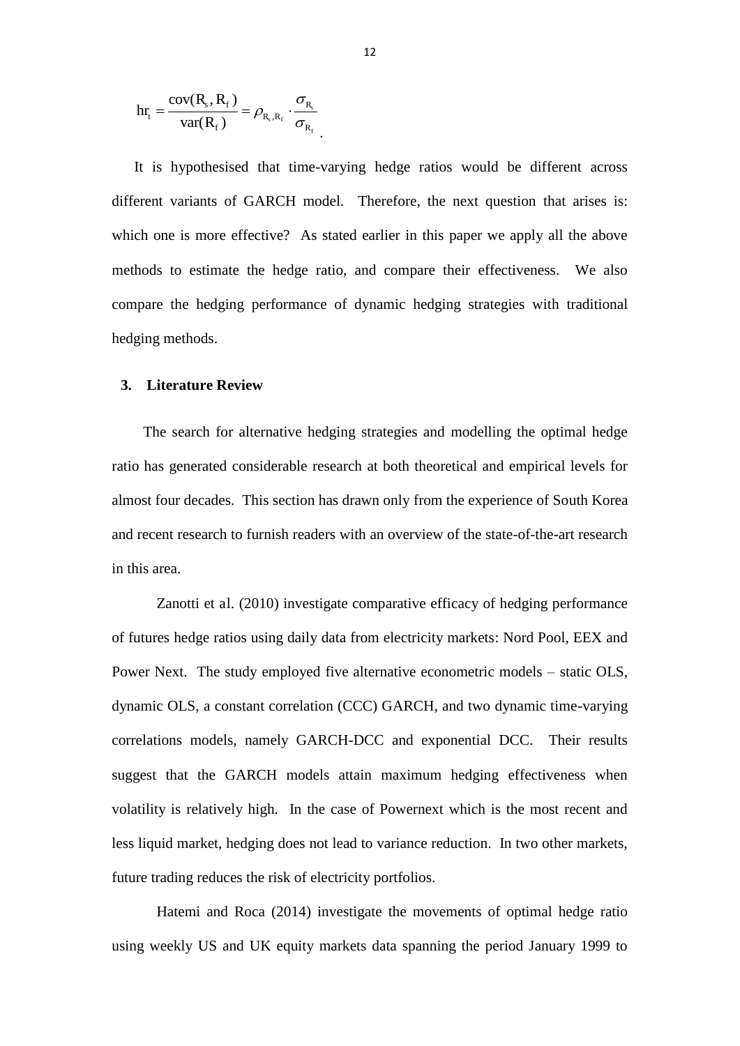$$hr_t = \frac{\text{cov}(R_s, R_f)}{\text{var}(R_f)} = \rho_{R_s,R_f} \cdot \frac{\sigma_{R_s}}{\sigma_{R_f}}.$$

It is hypothesised that time-varying hedge ratios would be different across different variants of GARCH model. Therefore, the next question that arises is: which one is more effective? As stated earlier in this paper we apply all the above methods to estimate the hedge ratio, and compare their effectiveness. We also compare the hedging performance of dynamic hedging strategies with traditional hedging methods.

## 3. Literature Review

The search for alternative hedging strategies and modelling the optimal hedge ratio has generated considerable research at both theoretical and empirical levels for almost four decades. This section has drawn only from the experience of South Korea and recent research to furnish readers with an overview of the state-of-the-art research in this area.

Zanotti et al. (2010) investigate comparative efficacy of hedging performance of futures hedge ratios using daily data from electricity markets: Nord Pool, EEX and Power Next. The study employed five alternative econometric models – static OLS, dynamic OLS, a constant correlation (CCC) GARCH, and two dynamic time-varying correlations models, namely GARCH-DCC and exponential DCC. Their results suggest that the GARCH models attain maximum hedging effectiveness when volatility is relatively high. In the case of Powernext which is the most recent and less liquid market, hedging does not lead to variance reduction. In two other markets, future trading reduces the risk of electricity portfolios.

Hatemi and Roca (2014) investigate the movements of optimal hedge ratio using weekly US and UK equity markets data spanning the period January 1999 to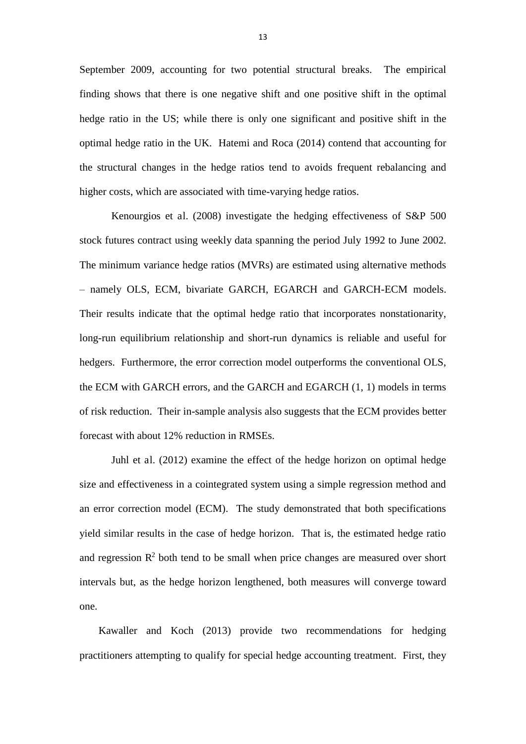September 2009, accounting for two potential structural breaks. The empirical finding shows that there is one negative shift and one positive shift in the optimal hedge ratio in the US; while there is only one significant and positive shift in the optimal hedge ratio in the UK. Hatemi and Roca (2014) contend that accounting for the structural changes in the hedge ratios tend to avoids frequent rebalancing and higher costs, which are associated with time-varying hedge ratios.

Kenourgios et al. (2008) investigate the hedging effectiveness of S&P 500 stock futures contract using weekly data spanning the period July 1992 to June 2002. The minimum variance hedge ratios (MVRs) are estimated using alternative methods – namely OLS, ECM, bivariate GARCH, EGARCH and GARCH-ECM models. Their results indicate that the optimal hedge ratio that incorporates nonstationarity, long-run equilibrium relationship and short-run dynamics is reliable and useful for hedgers. Furthermore, the error correction model outperforms the conventional OLS, the ECM with GARCH errors, and the GARCH and EGARCH (1, 1) models in terms of risk reduction. Their in-sample analysis also suggests that the ECM provides better forecast with about 12% reduction in RMSEs.

Juhl et al. (2012) examine the effect of the hedge horizon on optimal hedge size and effectiveness in a cointegrated system using a simple regression method and an error correction model (ECM). The study demonstrated that both specifications yield similar results in the case of hedge horizon. That is, the estimated hedge ratio and regression $R^2$ both tend to be small when price changes are measured over short intervals but, as the hedge horizon lengthened, both measures will converge toward one.

Kawaller and Koch (2013) provide two recommendations for hedging practitioners attempting to qualify for special hedge accounting treatment. First, they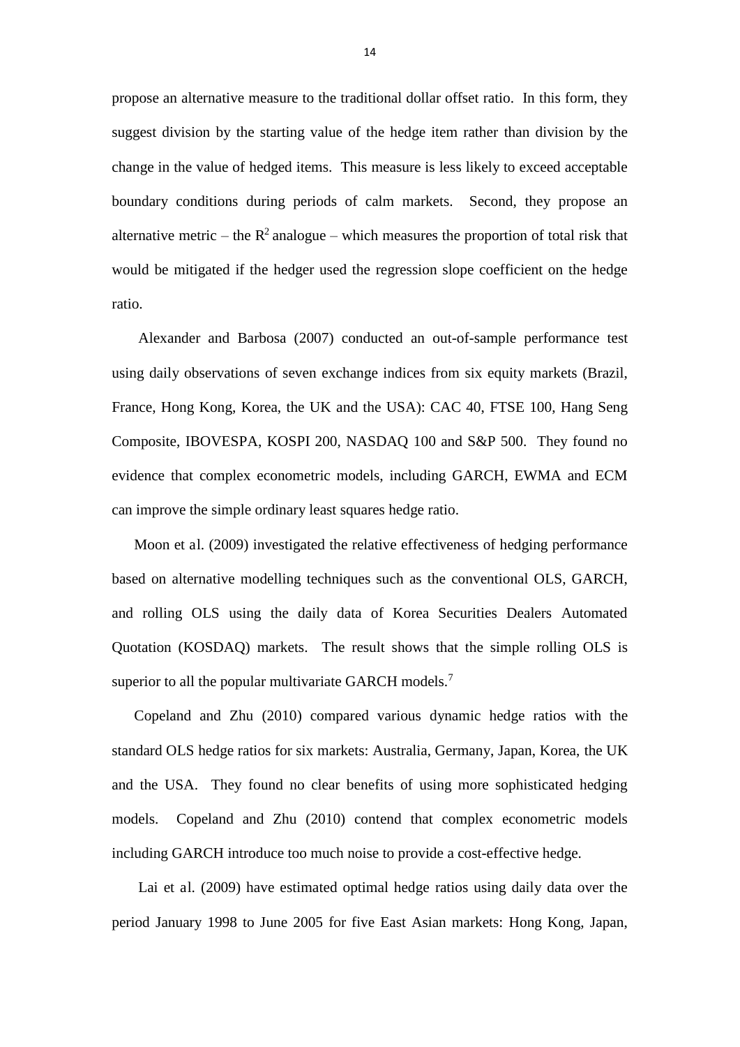propose an alternative measure to the traditional dollar offset ratio. In this form, they suggest division by the starting value of the hedge item rather than division by the change in the value of hedged items. This measure is less likely to exceed acceptable boundary conditions during periods of calm markets. Second, they propose an alternative metric – the $R^2$ analogue – which measures the proportion of total risk that would be mitigated if the hedger used the regression slope coefficient on the hedge ratio.

Alexander and Barbosa (2007) conducted an out-of-sample performance test using daily observations of seven exchange indices from six equity markets (Brazil, France, Hong Kong, Korea, the UK and the USA): CAC 40, FTSE 100, Hang Seng Composite, IBOVESPA, KOSPI 200, NASDAQ 100 and S&P 500. They found no evidence that complex econometric models, including GARCH, EWMA and ECM can improve the simple ordinary least squares hedge ratio.

Moon et al. (2009) investigated the relative effectiveness of hedging performance based on alternative modelling techniques such as the conventional OLS, GARCH, and rolling OLS using the daily data of Korea Securities Dealers Automated Quotation (KOSDAQ) markets. The result shows that the simple rolling OLS is superior to all the popular multivariate GARCH models.[7]

Copeland and Zhu (2010) compared various dynamic hedge ratios with the standard OLS hedge ratios for six markets: Australia, Germany, Japan, Korea, the UK and the USA. They found no clear benefits of using more sophisticated hedging models. Copeland and Zhu (2010) contend that complex econometric models including GARCH introduce too much noise to provide a cost-effective hedge.

Lai et al. (2009) have estimated optimal hedge ratios using daily data over the period January 1998 to June 2005 for five East Asian markets: Hong Kong, Japan,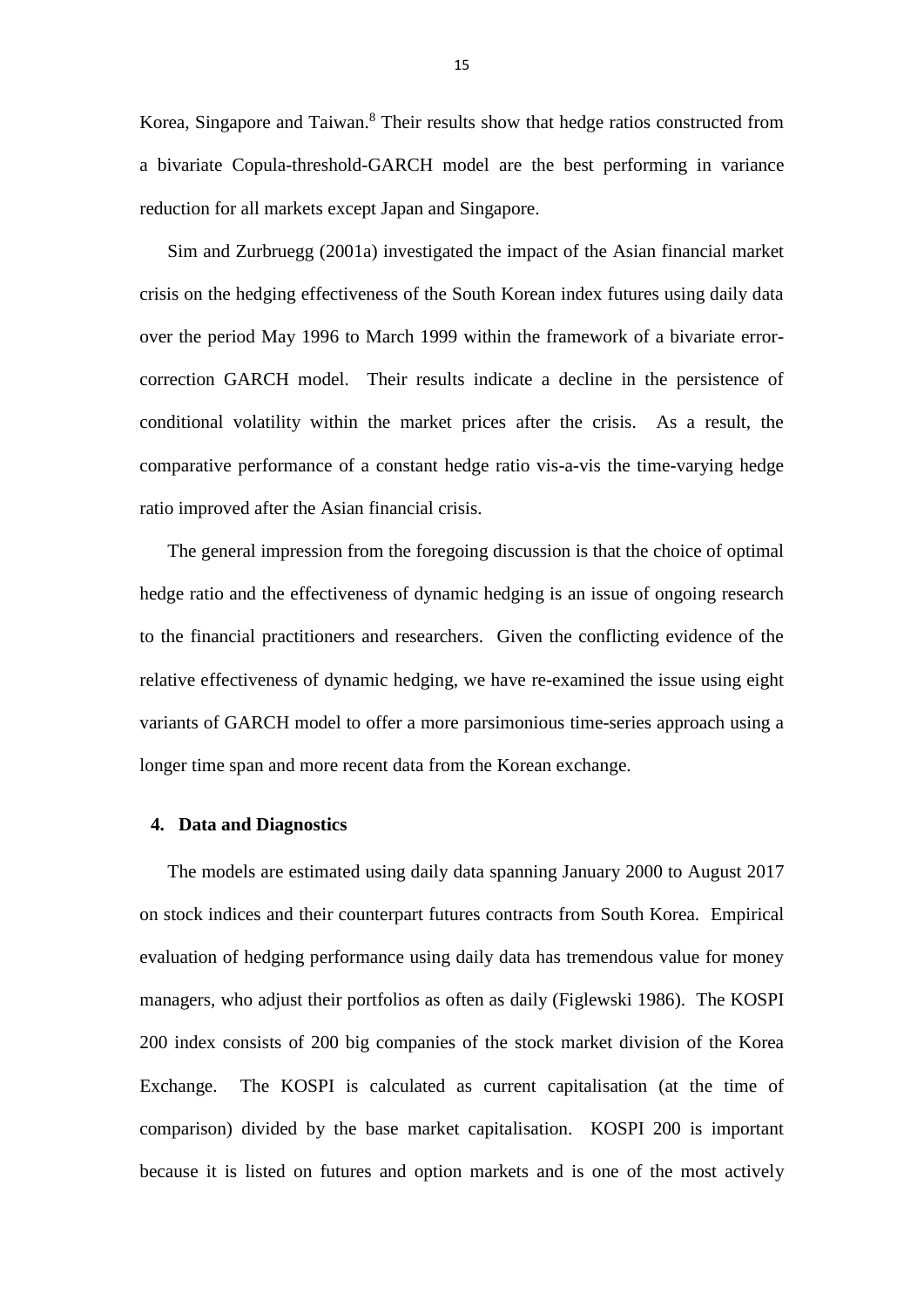Korea, Singapore and Taiwan.[8] Their results show that hedge ratios constructed from a bivariate Copula-threshold-GARCH model are the best performing in variance reduction for all markets except Japan and Singapore.

Sim and Zurbruegg (2001a) investigated the impact of the Asian financial market crisis on the hedging effectiveness of the South Korean index futures using daily data over the period May 1996 to March 1999 within the framework of a bivariate error-correction GARCH model. Their results indicate a decline in the persistence of conditional volatility within the market prices after the crisis. As a result, the comparative performance of a constant hedge ratio vis-a-vis the time-varying hedge ratio improved after the Asian financial crisis.

The general impression from the foregoing discussion is that the choice of optimal hedge ratio and the effectiveness of dynamic hedging is an issue of ongoing research to the financial practitioners and researchers. Given the conflicting evidence of the relative effectiveness of dynamic hedging, we have re-examined the issue using eight variants of GARCH model to offer a more parsimonious time-series approach using a longer time span and more recent data from the Korean exchange.

## 4. Data and Diagnostics

The models are estimated using daily data spanning January 2000 to August 2017 on stock indices and their counterpart futures contracts from South Korea. Empirical evaluation of hedging performance using daily data has tremendous value for money managers, who adjust their portfolios as often as daily (Figlewski 1986). The KOSPI 200 index consists of 200 big companies of the stock market division of the Korea Exchange. The KOSPI is calculated as current capitalisation (at the time of comparison) divided by the base market capitalisation. KOSPI 200 is important because it is listed on futures and option markets and is one of the most actively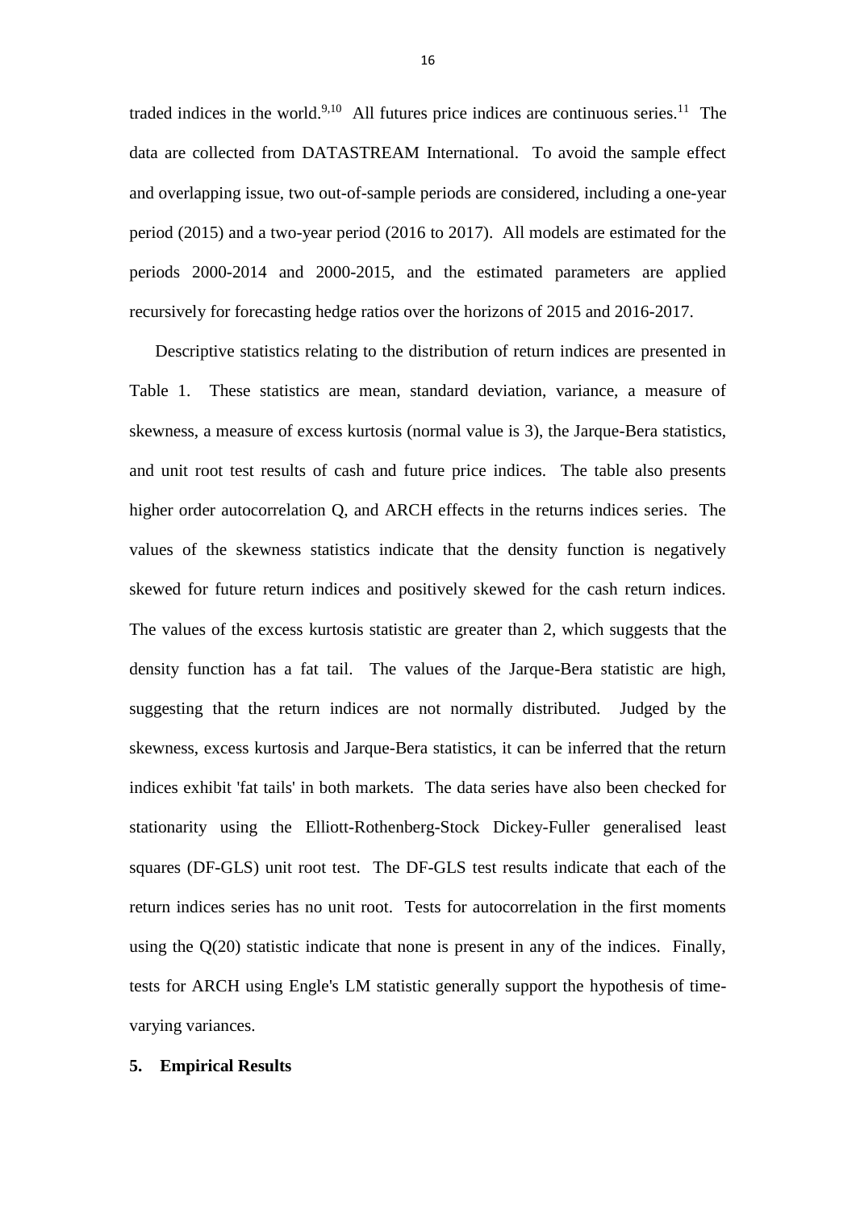traded indices in the world.[9,10] All futures price indices are continuous series.[11] The data are collected from DATASTREAM International. To avoid the sample effect and overlapping issue, two out-of-sample periods are considered, including a one-year period (2015) and a two-year period (2016 to 2017). All models are estimated for the periods 2000-2014 and 2000-2015, and the estimated parameters are applied recursively for forecasting hedge ratios over the horizons of 2015 and 2016-2017.

Descriptive statistics relating to the distribution of return indices are presented in Table 1. These statistics are mean, standard deviation, variance, a measure of skewness, a measure of excess kurtosis (normal value is 3), the Jarque-Bera statistics, and unit root test results of cash and future price indices. The table also presents higher order autocorrelation Q, and ARCH effects in the returns indices series. The values of the skewness statistics indicate that the density function is negatively skewed for future return indices and positively skewed for the cash return indices. The values of the excess kurtosis statistic are greater than 2, which suggests that the density function has a fat tail. The values of the Jarque-Bera statistic are high, suggesting that the return indices are not normally distributed. Judged by the skewness, excess kurtosis and Jarque-Bera statistics, it can be inferred that the return indices exhibit 'fat tails' in both markets. The data series have also been checked for stationarity using the Elliott-Rothenberg-Stock Dickey-Fuller generalised least squares (DF-GLS) unit root test. The DF-GLS test results indicate that each of the return indices series has no unit root. Tests for autocorrelation in the first moments using the Q(20) statistic indicate that none is present in any of the indices. Finally, tests for ARCH using Engle's LM statistic generally support the hypothesis of time-varying variances.

## 5. Empirical Results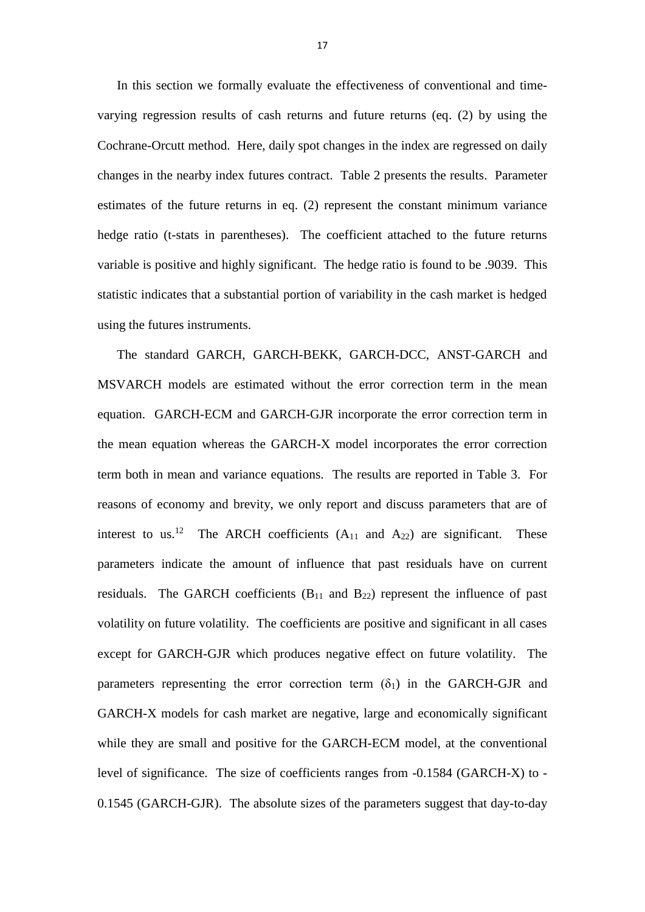In this section we formally evaluate the effectiveness of conventional and time-varying regression results of cash returns and future returns (eq. (2) by using the Cochrane-Orcutt method. Here, daily spot changes in the index are regressed on daily changes in the nearby index futures contract. Table 2 presents the results. Parameter estimates of the future returns in eq. (2) represent the constant minimum variance hedge ratio (t-stats in parentheses). The coefficient attached to the future returns variable is positive and highly significant. The hedge ratio is found to be .9039. This statistic indicates that a substantial portion of variability in the cash market is hedged using the futures instruments.

The standard GARCH, GARCH-BEKK, GARCH-DCC, ANST-GARCH and MSVARCH models are estimated without the error correction term in the mean equation. GARCH-ECM and GARCH-GJR incorporate the error correction term in the mean equation whereas the GARCH-X model incorporates the error correction term both in mean and variance equations. The results are reported in Table 3. For reasons of economy and brevity, we only report and discuss parameters that are of interest to us.[12] The ARCH coefficients ($A_{11}$ and $A_{22}$) are significant. These parameters indicate the amount of influence that past residuals have on current residuals. The GARCH coefficients ($B_{11}$ and $B_{22}$) represent the influence of past volatility on future volatility. The coefficients are positive and significant in all cases except for GARCH-GJR which produces negative effect on future volatility. The parameters representing the error correction term ($\delta_1$) in the GARCH-GJR and GARCH-X models for cash market are negative, large and economically significant while they are small and positive for the GARCH-ECM model, at the conventional level of significance. The size of coefficients ranges from -0.1584 (GARCH-X) to -0.1545 (GARCH-GJR). The absolute sizes of the parameters suggest that day-to-day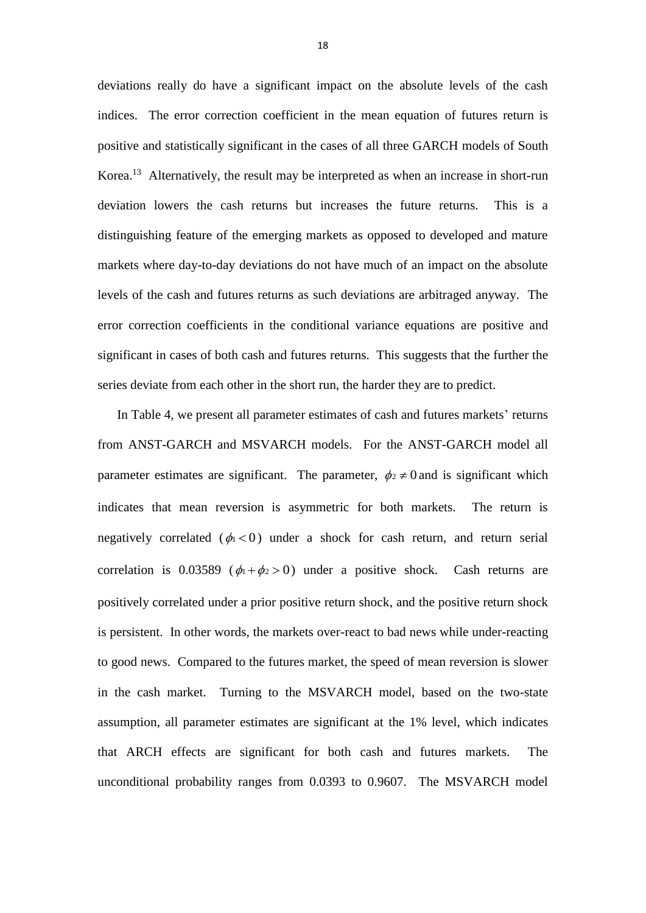deviations really do have a significant impact on the absolute levels of the cash indices. The error correction coefficient in the mean equation of futures return is positive and statistically significant in the cases of all three GARCH models of South Korea.[13] Alternatively, the result may be interpreted as when an increase in short-run deviation lowers the cash returns but increases the future returns. This is a distinguishing feature of the emerging markets as opposed to developed and mature markets where day-to-day deviations do not have much of an impact on the absolute levels of the cash and futures returns as such deviations are arbitraged anyway. The error correction coefficients in the conditional variance equations are positive and significant in cases of both cash and futures returns. This suggests that the further the series deviate from each other in the short run, the harder they are to predict.

In Table 4, we present all parameter estimates of cash and futures markets' returns from ANST-GARCH and MSVARCH models. For the ANST-GARCH model all parameter estimates are significant. The parameter, $\phi_2 \neq 0$ and is significant which indicates that mean reversion is asymmetric for both markets. The return is negatively correlated ($\phi_1 < 0$) under a shock for cash return, and return serial correlation is 0.03589 ($\phi_1 + \phi_2 > 0$) under a positive shock. Cash returns are positively correlated under a prior positive return shock, and the positive return shock is persistent. In other words, the markets over-react to bad news while under-reacting to good news. Compared to the futures market, the speed of mean reversion is slower in the cash market. Turning to the MSVARCH model, based on the two-state assumption, all parameter estimates are significant at the 1% level, which indicates that ARCH effects are significant for both cash and futures markets. The unconditional probability ranges from 0.0393 to 0.9607. The MSVARCH model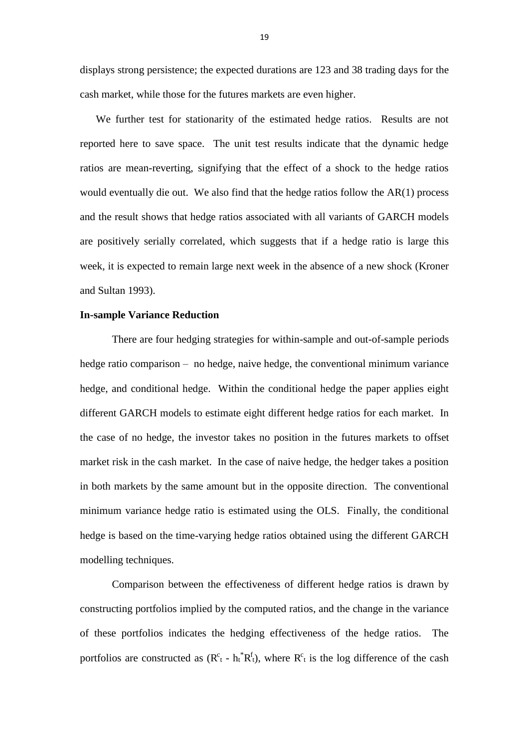displays strong persistence; the expected durations are 123 and 38 trading days for the cash market, while those for the futures markets are even higher.

We further test for stationarity of the estimated hedge ratios. Results are not reported here to save space. The unit test results indicate that the dynamic hedge ratios are mean-reverting, signifying that the effect of a shock to the hedge ratios would eventually die out. We also find that the hedge ratios follow the AR(1) process and the result shows that hedge ratios associated with all variants of GARCH models are positively serially correlated, which suggests that if a hedge ratio is large this week, it is expected to remain large next week in the absence of a new shock (Kroner and Sultan 1993).

**In-sample Variance Reduction**

There are four hedging strategies for within-sample and out-of-sample periods hedge ratio comparison – no hedge, naive hedge, the conventional minimum variance hedge, and conditional hedge. Within the conditional hedge the paper applies eight different GARCH models to estimate eight different hedge ratios for each market. In the case of no hedge, the investor takes no position in the futures markets to offset market risk in the cash market. In the case of naive hedge, the hedger takes a position in both markets by the same amount but in the opposite direction. The conventional minimum variance hedge ratio is estimated using the OLS. Finally, the conditional hedge is based on the time-varying hedge ratios obtained using the different GARCH modelling techniques.

Comparison between the effectiveness of different hedge ratios is drawn by constructing portfolios implied by the computed ratios, and the change in the variance of these portfolios indicates the hedging effectiveness of the hedge ratios. The portfolios are constructed as ($R^c_t$ - $h_t^* R^f_t$), where $R^c_t$ is the log difference of the cash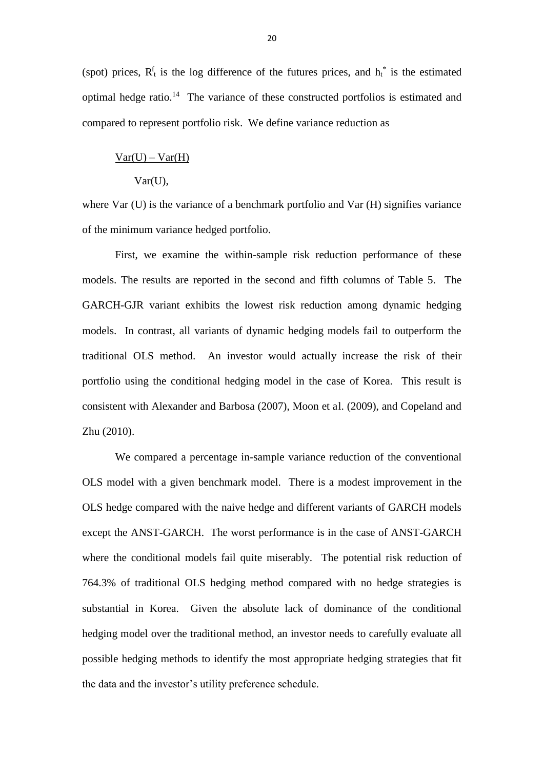(spot) prices, $R^f_t$ is the log difference of the futures prices, and $h^*_t$ is the estimated optimal hedge ratio.[14] The variance of these constructed portfolios is estimated and compared to represent portfolio risk. We define variance reduction as

$$\frac{Var(U) - Var(H)}{Var(U)},$$

where Var (U) is the variance of a benchmark portfolio and Var (H) signifies variance of the minimum variance hedged portfolio.

First, we examine the within-sample risk reduction performance of these models. The results are reported in the second and fifth columns of Table 5. The GARCH-GJR variant exhibits the lowest risk reduction among dynamic hedging models. In contrast, all variants of dynamic hedging models fail to outperform the traditional OLS method. An investor would actually increase the risk of their portfolio using the conditional hedging model in the case of Korea. This result is consistent with Alexander and Barbosa (2007), Moon et al. (2009), and Copeland and Zhu (2010).

We compared a percentage in-sample variance reduction of the conventional OLS model with a given benchmark model. There is a modest improvement in the OLS hedge compared with the naive hedge and different variants of GARCH models except the ANST-GARCH. The worst performance is in the case of ANST-GARCH where the conditional models fail quite miserably. The potential risk reduction of 764.3% of traditional OLS hedging method compared with no hedge strategies is substantial in Korea. Given the absolute lack of dominance of the conditional hedging model over the traditional method, an investor needs to carefully evaluate all possible hedging methods to identify the most appropriate hedging strategies that fit the data and the investor's utility preference schedule.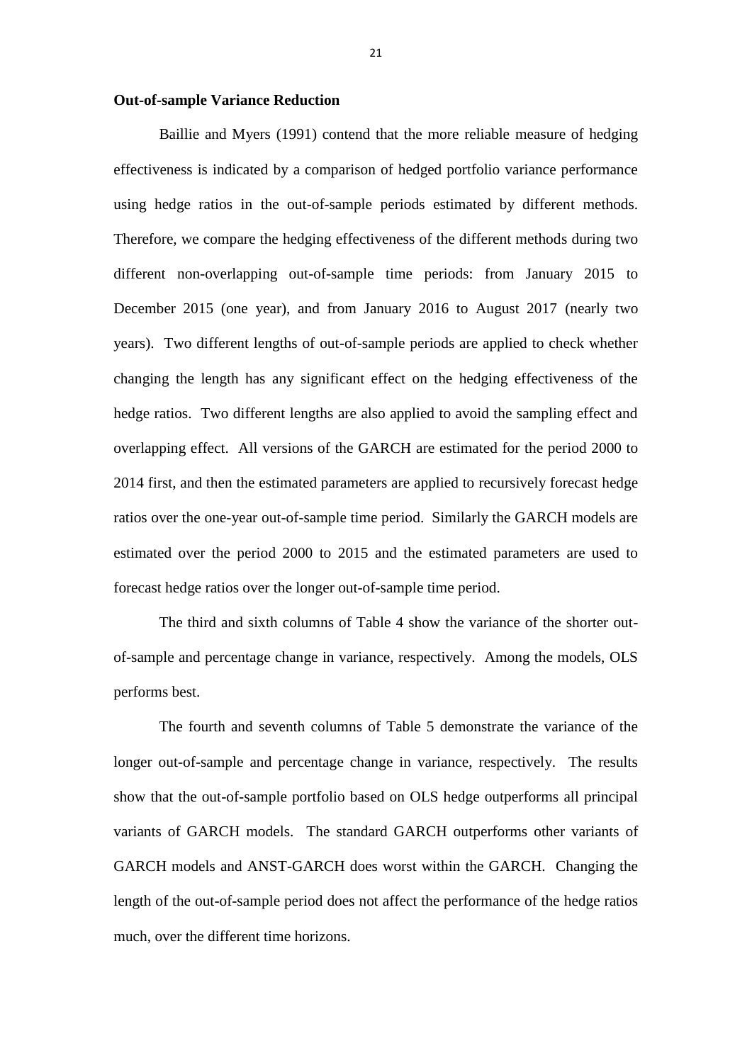**Out-of-sample Variance Reduction**

Baillie and Myers (1991) contend that the more reliable measure of hedging effectiveness is indicated by a comparison of hedged portfolio variance performance using hedge ratios in the out-of-sample periods estimated by different methods. Therefore, we compare the hedging effectiveness of the different methods during two different non-overlapping out-of-sample time periods: from January 2015 to December 2015 (one year), and from January 2016 to August 2017 (nearly two years). Two different lengths of out-of-sample periods are applied to check whether changing the length has any significant effect on the hedging effectiveness of the hedge ratios. Two different lengths are also applied to avoid the sampling effect and overlapping effect. All versions of the GARCH are estimated for the period 2000 to 2014 first, and then the estimated parameters are applied to recursively forecast hedge ratios over the one-year out-of-sample time period. Similarly the GARCH models are estimated over the period 2000 to 2015 and the estimated parameters are used to forecast hedge ratios over the longer out-of-sample time period.

The third and sixth columns of Table 4 show the variance of the shorter out-of-sample and percentage change in variance, respectively. Among the models, OLS performs best.

The fourth and seventh columns of Table 5 demonstrate the variance of the longer out-of-sample and percentage change in variance, respectively. The results show that the out-of-sample portfolio based on OLS hedge outperforms all principal variants of GARCH models. The standard GARCH outperforms other variants of GARCH models and ANST-GARCH does worst within the GARCH. Changing the length of the out-of-sample period does not affect the performance of the hedge ratios much, over the different time horizons.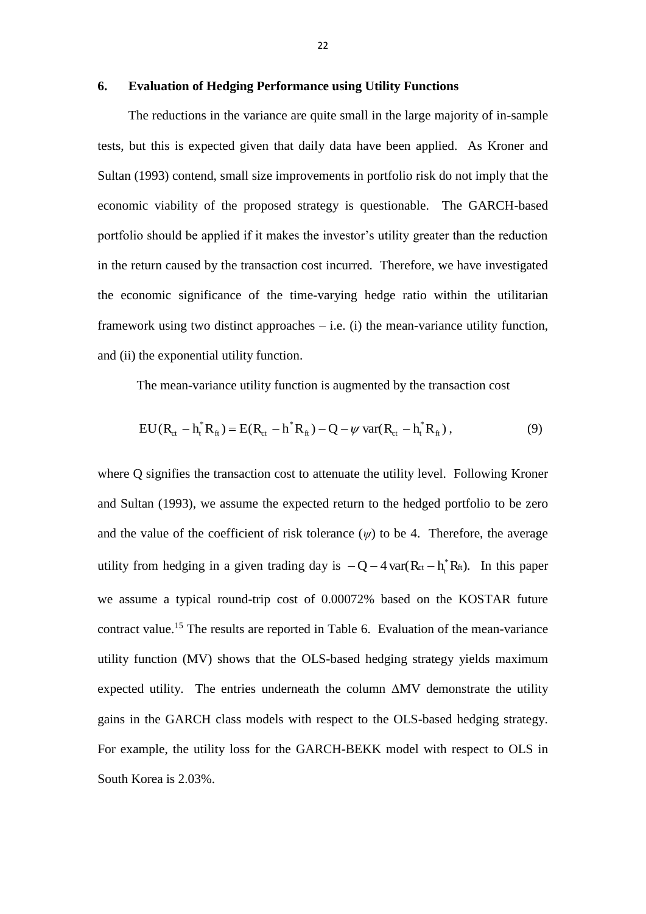## 6. Evaluation of Hedging Performance using Utility Functions

The reductions in the variance are quite small in the large majority of in-sample tests, but this is expected given that daily data have been applied. As Kroner and Sultan (1993) contend, small size improvements in portfolio risk do not imply that the economic viability of the proposed strategy is questionable. The GARCH-based portfolio should be applied if it makes the investor's utility greater than the reduction in the return caused by the transaction cost incurred. Therefore, we have investigated the economic significance of the time-varying hedge ratio within the utilitarian framework using two distinct approaches – i.e. (i) the mean-variance utility function, and (ii) the exponential utility function.

The mean-variance utility function is augmented by the transaction cost

$$EU(R_{ct} - h_t^* R_{ft}) = E(R_{ct} - h^* R_{ft}) - Q - \psi \operatorname{var}(R_{ct} - h_t^* R_{ft}), \tag{9}$$

where Q signifies the transaction cost to attenuate the utility level. Following Kroner and Sultan (1993), we assume the expected return to the hedged portfolio to be zero and the value of the coefficient of risk tolerance ($\psi$) to be 4. Therefore, the average utility from hedging in a given trading day is $-Q - 4\operatorname{var}(R_{ct} - h_t^* R_{ft})$. In this paper we assume a typical round-trip cost of 0.00072% based on the KOSTAR future contract value.[15] The results are reported in Table 6. Evaluation of the mean-variance utility function (MV) shows that the OLS-based hedging strategy yields maximum expected utility. The entries underneath the column $\Delta$MV demonstrate the utility gains in the GARCH class models with respect to the OLS-based hedging strategy. For example, the utility loss for the GARCH-BEKK model with respect to OLS in South Korea is 2.03%.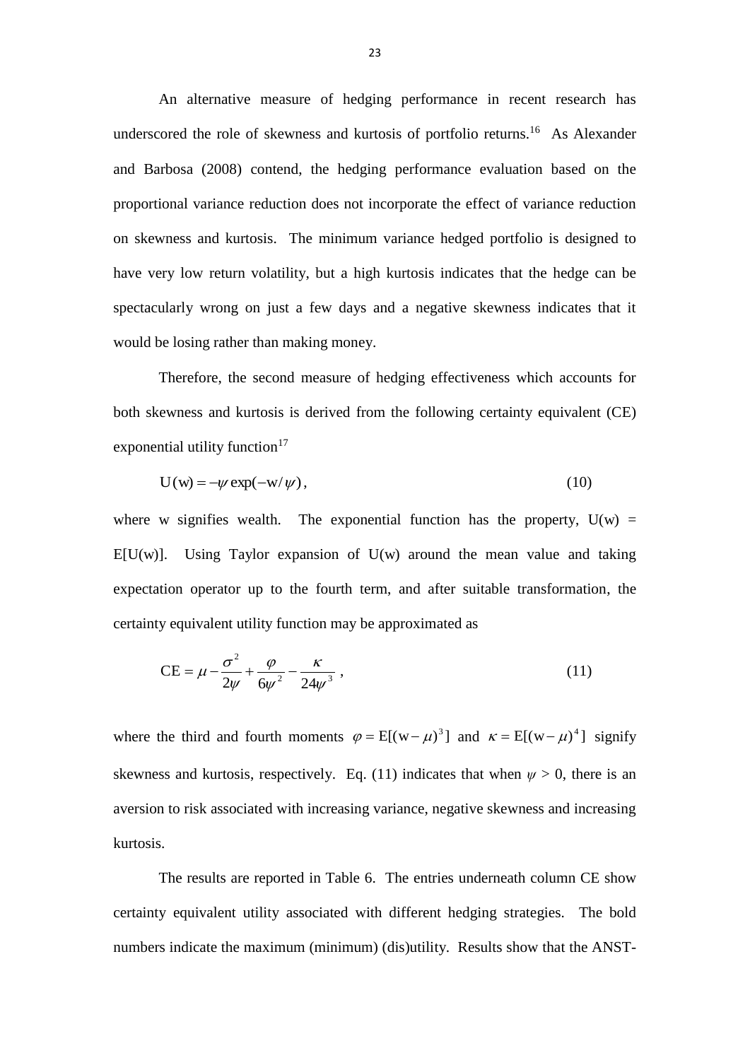An alternative measure of hedging performance in recent research has underscored the role of skewness and kurtosis of portfolio returns.[16] As Alexander and Barbosa (2008) contend, the hedging performance evaluation based on the proportional variance reduction does not incorporate the effect of variance reduction on skewness and kurtosis. The minimum variance hedged portfolio is designed to have very low return volatility, but a high kurtosis indicates that the hedge can be spectacularly wrong on just a few days and a negative skewness indicates that it would be losing rather than making money.

Therefore, the second measure of hedging effectiveness which accounts for both skewness and kurtosis is derived from the following certainty equivalent (CE) exponential utility function[17]

$$\mathrm{U}(\mathrm{w}) = -\psi \exp(-\mathrm{w}/\psi)\,, \tag{10}$$

where w signifies wealth. The exponential function has the property, U(w) = E[U(w)]. Using Taylor expansion of U(w) around the mean value and taking expectation operator up to the fourth term, and after suitable transformation, the certainty equivalent utility function may be approximated as

$$\mathrm{CE} = \mu - \frac{\sigma^2}{2\psi} + \frac{\varphi}{6\psi^2} - \frac{\kappa}{24\psi^3}\,, \tag{11}$$

where the third and fourth moments $\varphi = \mathrm{E}[(\mathrm{w}-\mu)^3]$ and $\kappa = \mathrm{E}[(\mathrm{w}-\mu)^4]$ signify skewness and kurtosis, respectively. Eq. (11) indicates that when $\psi > 0$, there is an aversion to risk associated with increasing variance, negative skewness and increasing kurtosis.

The results are reported in Table 6. The entries underneath column CE show certainty equivalent utility associated with different hedging strategies. The bold numbers indicate the maximum (minimum) (dis)utility. Results show that the ANST-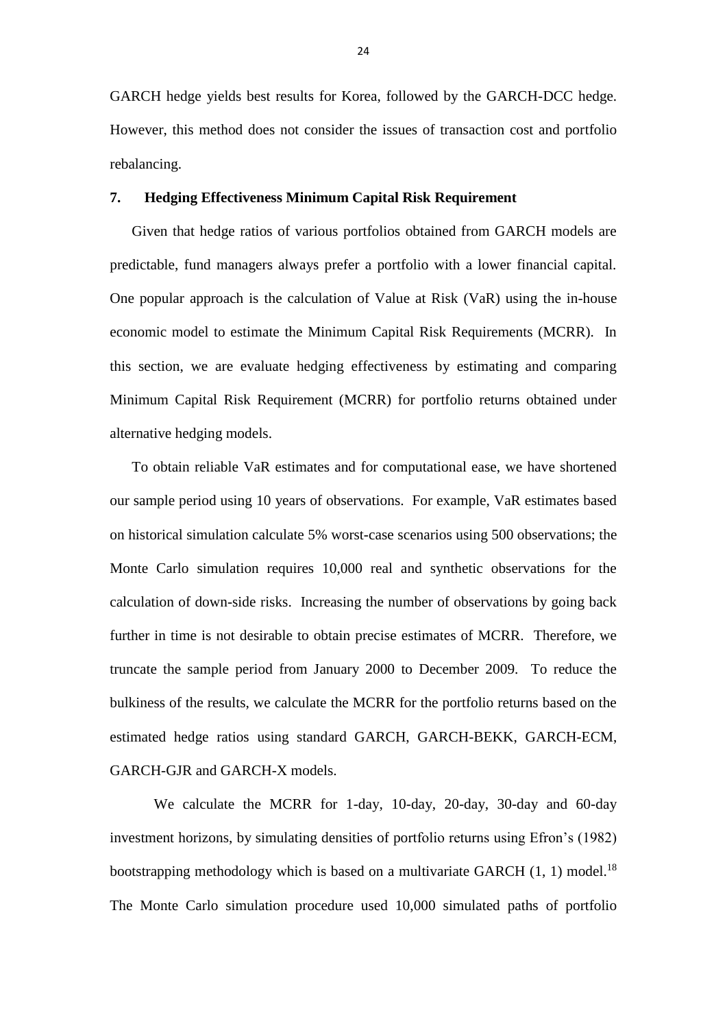GARCH hedge yields best results for Korea, followed by the GARCH-DCC hedge. However, this method does not consider the issues of transaction cost and portfolio rebalancing.

## 7. Hedging Effectiveness Minimum Capital Risk Requirement

Given that hedge ratios of various portfolios obtained from GARCH models are predictable, fund managers always prefer a portfolio with a lower financial capital. One popular approach is the calculation of Value at Risk (VaR) using the in-house economic model to estimate the Minimum Capital Risk Requirements (MCRR). In this section, we are evaluate hedging effectiveness by estimating and comparing Minimum Capital Risk Requirement (MCRR) for portfolio returns obtained under alternative hedging models.

To obtain reliable VaR estimates and for computational ease, we have shortened our sample period using 10 years of observations. For example, VaR estimates based on historical simulation calculate 5% worst-case scenarios using 500 observations; the Monte Carlo simulation requires 10,000 real and synthetic observations for the calculation of down-side risks. Increasing the number of observations by going back further in time is not desirable to obtain precise estimates of MCRR. Therefore, we truncate the sample period from January 2000 to December 2009. To reduce the bulkiness of the results, we calculate the MCRR for the portfolio returns based on the estimated hedge ratios using standard GARCH, GARCH-BEKK, GARCH-ECM, GARCH-GJR and GARCH-X models.

We calculate the MCRR for 1-day, 10-day, 20-day, 30-day and 60-day investment horizons, by simulating densities of portfolio returns using Efron's (1982) bootstrapping methodology which is based on a multivariate GARCH (1, 1) model.[18] The Monte Carlo simulation procedure used 10,000 simulated paths of portfolio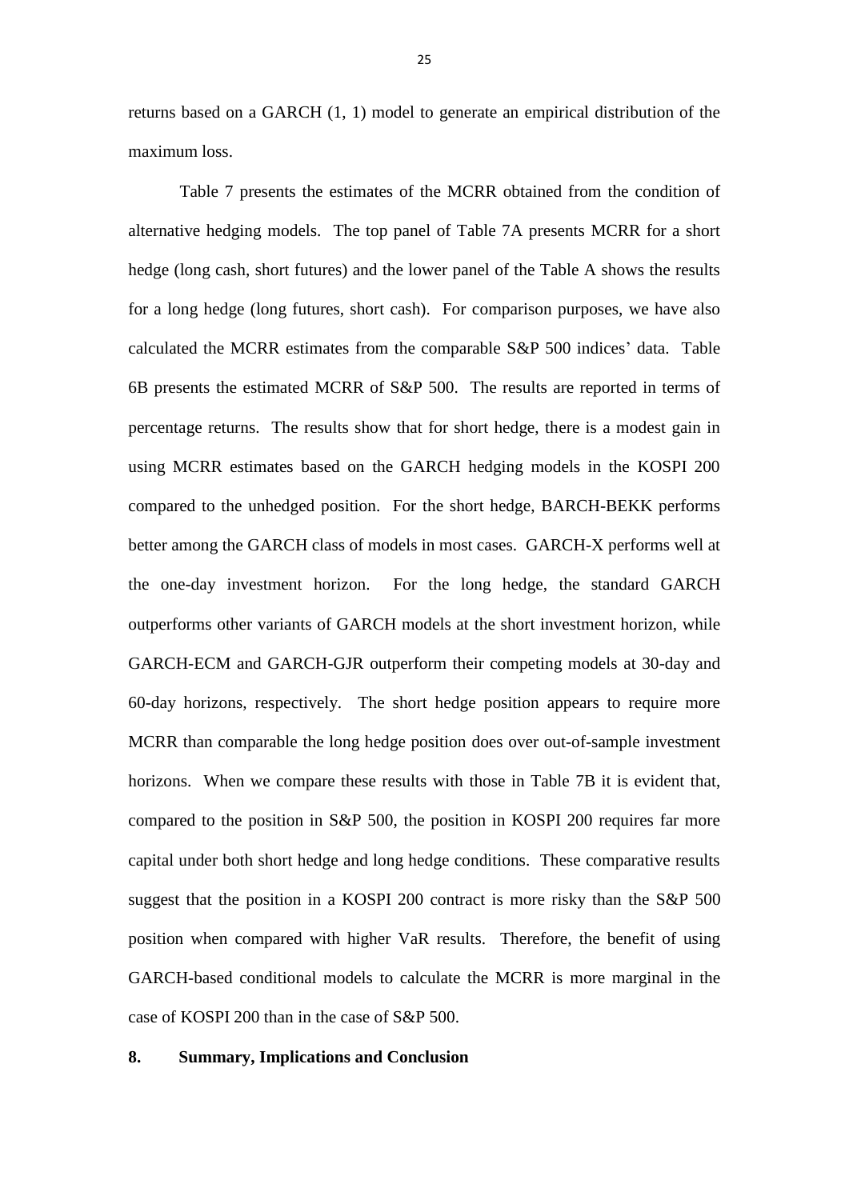returns based on a GARCH (1, 1) model to generate an empirical distribution of the maximum loss.

Table 7 presents the estimates of the MCRR obtained from the condition of alternative hedging models. The top panel of Table 7A presents MCRR for a short hedge (long cash, short futures) and the lower panel of the Table A shows the results for a long hedge (long futures, short cash). For comparison purposes, we have also calculated the MCRR estimates from the comparable S&P 500 indices' data. Table 6B presents the estimated MCRR of S&P 500. The results are reported in terms of percentage returns. The results show that for short hedge, there is a modest gain in using MCRR estimates based on the GARCH hedging models in the KOSPI 200 compared to the unhedged position. For the short hedge, BARCH-BEKK performs better among the GARCH class of models in most cases. GARCH-X performs well at the one-day investment horizon. For the long hedge, the standard GARCH outperforms other variants of GARCH models at the short investment horizon, while GARCH-ECM and GARCH-GJR outperform their competing models at 30-day and 60-day horizons, respectively. The short hedge position appears to require more MCRR than comparable the long hedge position does over out-of-sample investment horizons. When we compare these results with those in Table 7B it is evident that, compared to the position in S&P 500, the position in KOSPI 200 requires far more capital under both short hedge and long hedge conditions. These comparative results suggest that the position in a KOSPI 200 contract is more risky than the S&P 500 position when compared with higher VaR results. Therefore, the benefit of using GARCH-based conditional models to calculate the MCRR is more marginal in the case of KOSPI 200 than in the case of S&P 500.

## 8. Summary, Implications and Conclusion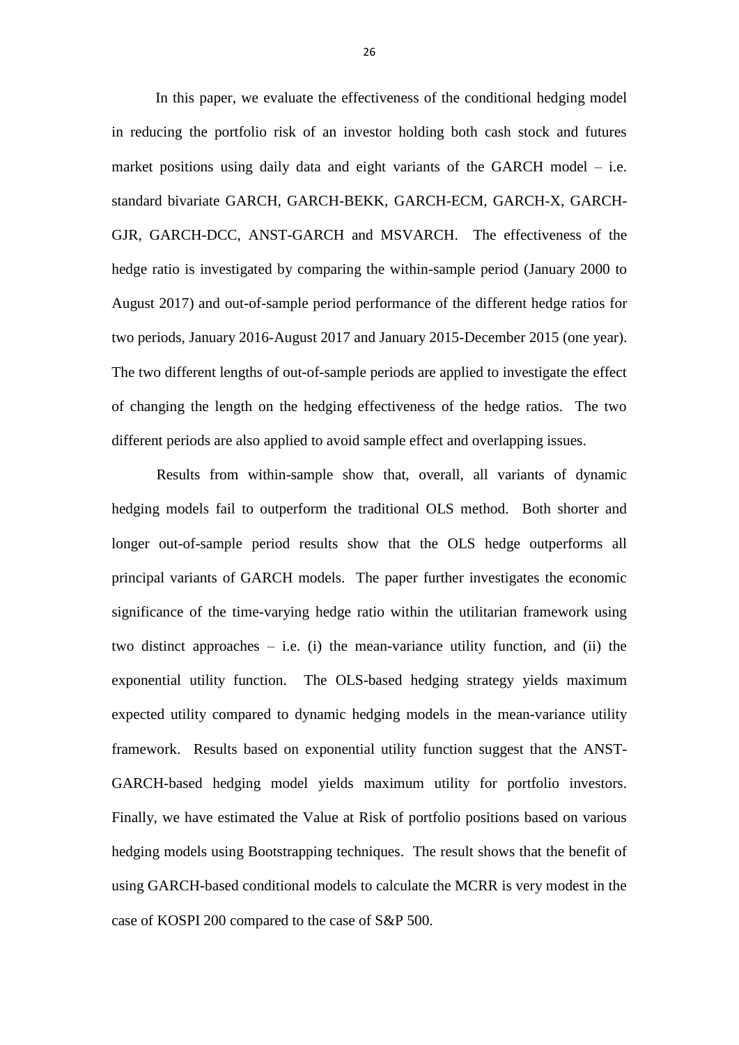In this paper, we evaluate the effectiveness of the conditional hedging model in reducing the portfolio risk of an investor holding both cash stock and futures market positions using daily data and eight variants of the GARCH model – i.e. standard bivariate GARCH, GARCH-BEKK, GARCH-ECM, GARCH-X, GARCH-GJR, GARCH-DCC, ANST-GARCH and MSVARCH. The effectiveness of the hedge ratio is investigated by comparing the within-sample period (January 2000 to August 2017) and out-of-sample period performance of the different hedge ratios for two periods, January 2016-August 2017 and January 2015-December 2015 (one year). The two different lengths of out-of-sample periods are applied to investigate the effect of changing the length on the hedging effectiveness of the hedge ratios. The two different periods are also applied to avoid sample effect and overlapping issues.

Results from within-sample show that, overall, all variants of dynamic hedging models fail to outperform the traditional OLS method. Both shorter and longer out-of-sample period results show that the OLS hedge outperforms all principal variants of GARCH models. The paper further investigates the economic significance of the time-varying hedge ratio within the utilitarian framework using two distinct approaches – i.e. (i) the mean-variance utility function, and (ii) the exponential utility function. The OLS-based hedging strategy yields maximum expected utility compared to dynamic hedging models in the mean-variance utility framework. Results based on exponential utility function suggest that the ANST-GARCH-based hedging model yields maximum utility for portfolio investors. Finally, we have estimated the Value at Risk of portfolio positions based on various hedging models using Bootstrapping techniques. The result shows that the benefit of using GARCH-based conditional models to calculate the MCRR is very modest in the case of KOSPI 200 compared to the case of S&P 500.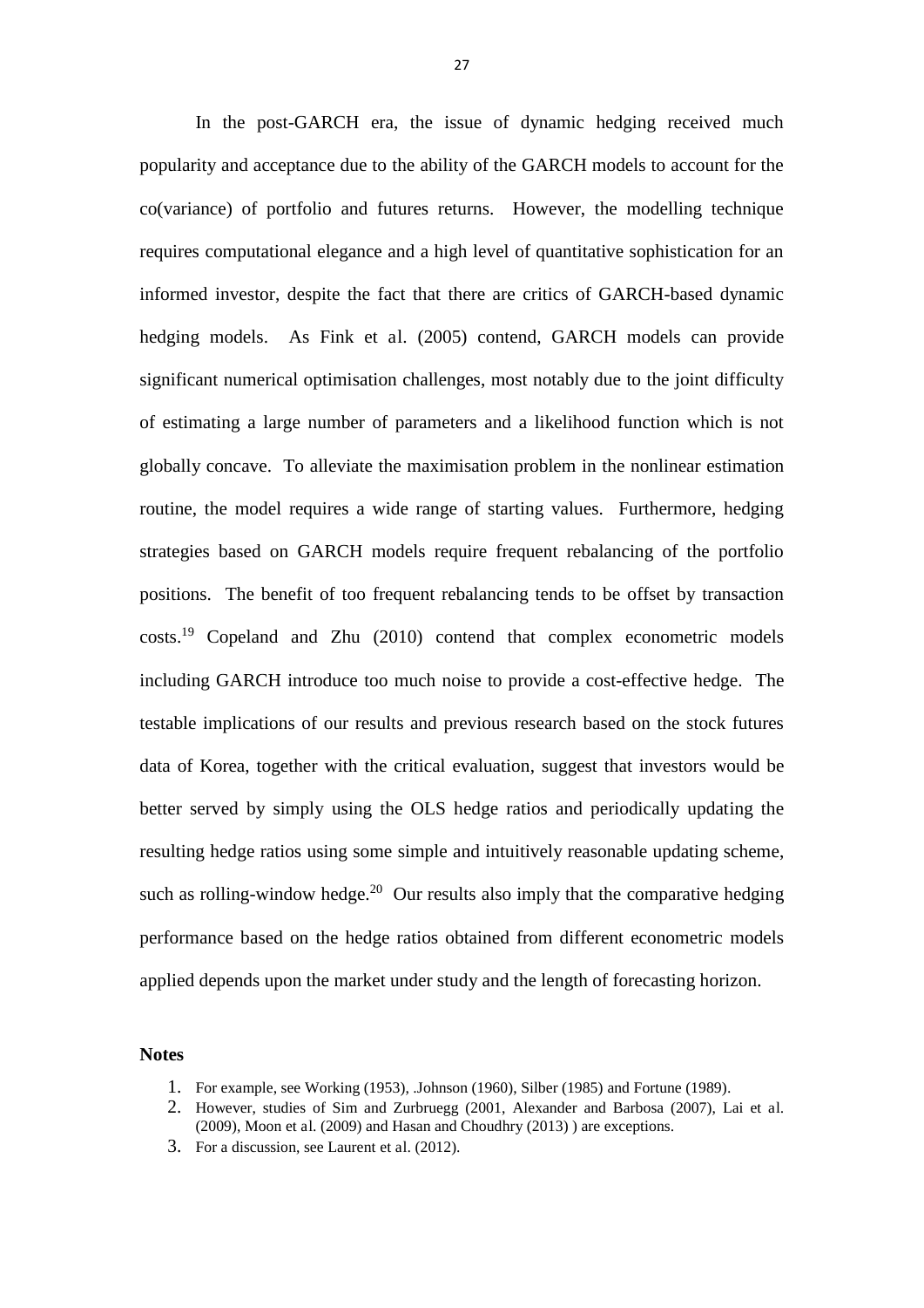In the post-GARCH era, the issue of dynamic hedging received much popularity and acceptance due to the ability of the GARCH models to account for the co(variance) of portfolio and futures returns. However, the modelling technique requires computational elegance and a high level of quantitative sophistication for an informed investor, despite the fact that there are critics of GARCH-based dynamic hedging models. As Fink et al. (2005) contend, GARCH models can provide significant numerical optimisation challenges, most notably due to the joint difficulty of estimating a large number of parameters and a likelihood function which is not globally concave. To alleviate the maximisation problem in the nonlinear estimation routine, the model requires a wide range of starting values. Furthermore, hedging strategies based on GARCH models require frequent rebalancing of the portfolio positions. The benefit of too frequent rebalancing tends to be offset by transaction costs.[19] Copeland and Zhu (2010) contend that complex econometric models including GARCH introduce too much noise to provide a cost-effective hedge. The testable implications of our results and previous research based on the stock futures data of Korea, together with the critical evaluation, suggest that investors would be better served by simply using the OLS hedge ratios and periodically updating the resulting hedge ratios using some simple and intuitively reasonable updating scheme, such as rolling-window hedge.[20] Our results also imply that the comparative hedging performance based on the hedge ratios obtained from different econometric models applied depends upon the market under study and the length of forecasting horizon.

**Notes**

1. For example, see Working (1953), .Johnson (1960), Silber (1985) and Fortune (1989).
2. However, studies of Sim and Zurbruegg (2001, Alexander and Barbosa (2007), Lai et al. (2009), Moon et al. (2009) and Hasan and Choudhry (2013) ) are exceptions.
3. For a discussion, see Laurent et al. (2012).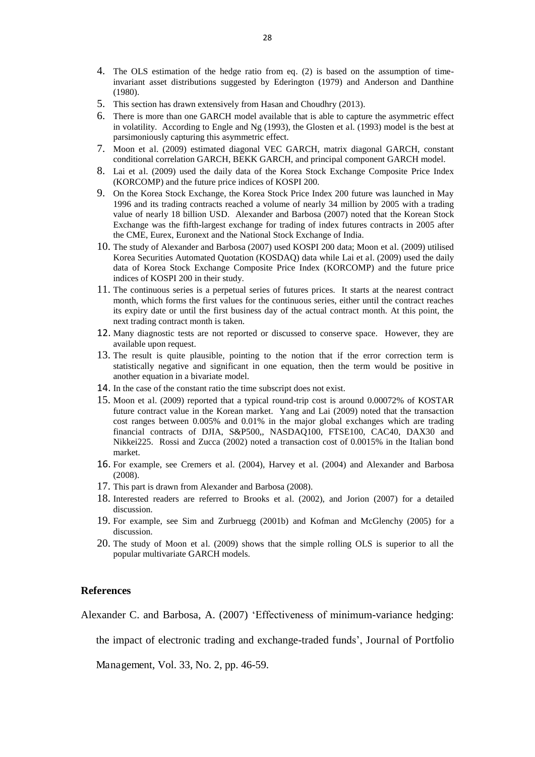4. The OLS estimation of the hedge ratio from eq. (2) is based on the assumption of time-invariant asset distributions suggested by Ederington (1979) and Anderson and Danthine (1980).
5. This section has drawn extensively from Hasan and Choudhry (2013).
6. There is more than one GARCH model available that is able to capture the asymmetric effect in volatility. According to Engle and Ng (1993), the Glosten et al. (1993) model is the best at parsimoniously capturing this asymmetric effect.
7. Moon et al. (2009) estimated diagonal VEC GARCH, matrix diagonal GARCH, constant conditional correlation GARCH, BEKK GARCH, and principal component GARCH model.
8. Lai et al. (2009) used the daily data of the Korea Stock Exchange Composite Price Index (KORCOMP) and the future price indices of KOSPI 200.
9. On the Korea Stock Exchange, the Korea Stock Price Index 200 future was launched in May 1996 and its trading contracts reached a volume of nearly 34 million by 2005 with a trading value of nearly 18 billion USD. Alexander and Barbosa (2007) noted that the Korean Stock Exchange was the fifth-largest exchange for trading of index futures contracts in 2005 after the CME, Eurex, Euronext and the National Stock Exchange of India.
10. The study of Alexander and Barbosa (2007) used KOSPI 200 data; Moon et al. (2009) utilised Korea Securities Automated Quotation (KOSDAQ) data while Lai et al. (2009) used the daily data of Korea Stock Exchange Composite Price Index (KORCOMP) and the future price indices of KOSPI 200 in their study.
11. The continuous series is a perpetual series of futures prices. It starts at the nearest contract month, which forms the first values for the continuous series, either until the contract reaches its expiry date or until the first business day of the actual contract month. At this point, the next trading contract month is taken.
12. Many diagnostic tests are not reported or discussed to conserve space. However, they are available upon request.
13. The result is quite plausible, pointing to the notion that if the error correction term is statistically negative and significant in one equation, then the term would be positive in another equation in a bivariate model.
14. In the case of the constant ratio the time subscript does not exist.
15. Moon et al. (2009) reported that a typical round-trip cost is around 0.00072% of KOSTAR future contract value in the Korean market. Yang and Lai (2009) noted that the transaction cost ranges between 0.005% and 0.01% in the major global exchanges which are trading financial contracts of DJIA, S&P500,, NASDAQ100, FTSE100, CAC40, DAX30 and Nikkei225. Rossi and Zucca (2002) noted a transaction cost of 0.0015% in the Italian bond market.
16. For example, see Cremers et al. (2004), Harvey et al. (2004) and Alexander and Barbosa (2008).
17. This part is drawn from Alexander and Barbosa (2008).
18. Interested readers are referred to Brooks et al. (2002), and Jorion (2007) for a detailed discussion.
19. For example, see Sim and Zurbruegg (2001b) and Kofman and McGlenchy (2005) for a discussion.
20. The study of Moon et al. (2009) shows that the simple rolling OLS is superior to all the popular multivariate GARCH models.

## References

Alexander C. and Barbosa, A. (2007) 'Effectiveness of minimum-variance hedging: the impact of electronic trading and exchange-traded funds', Journal of Portfolio Management, Vol. 33, No. 2, pp. 46-59.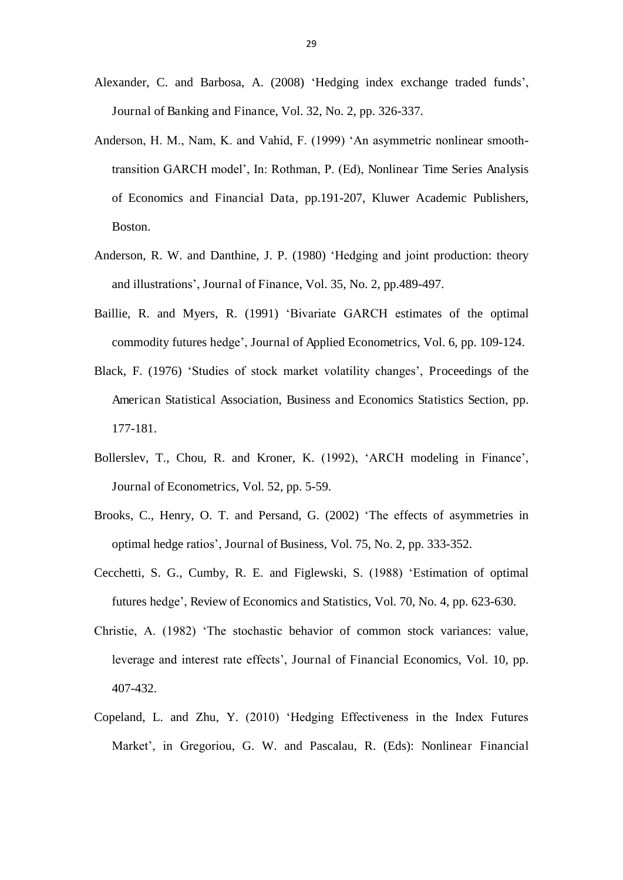Alexander, C. and Barbosa, A. (2008) 'Hedging index exchange traded funds', Journal of Banking and Finance, Vol. 32, No. 2, pp. 326-337.

Anderson, H. M., Nam, K. and Vahid, F. (1999) 'An asymmetric nonlinear smooth-transition GARCH model', In: Rothman, P. (Ed), Nonlinear Time Series Analysis of Economics and Financial Data, pp.191-207, Kluwer Academic Publishers, Boston.

Anderson, R. W. and Danthine, J. P. (1980) 'Hedging and joint production: theory and illustrations', Journal of Finance, Vol. 35, No. 2, pp.489-497.

Baillie, R. and Myers, R. (1991) 'Bivariate GARCH estimates of the optimal commodity futures hedge', Journal of Applied Econometrics, Vol. 6, pp. 109-124.

Black, F. (1976) 'Studies of stock market volatility changes', Proceedings of the American Statistical Association, Business and Economics Statistics Section, pp. 177-181.

Bollerslev, T., Chou, R. and Kroner, K. (1992), 'ARCH modeling in Finance', Journal of Econometrics, Vol. 52, pp. 5-59.

Brooks, C., Henry, O. T. and Persand, G. (2002) 'The effects of asymmetries in optimal hedge ratios', Journal of Business, Vol. 75, No. 2, pp. 333-352.

Cecchetti, S. G., Cumby, R. E. and Figlewski, S. (1988) 'Estimation of optimal futures hedge', Review of Economics and Statistics, Vol. 70, No. 4, pp. 623-630.

Christie, A. (1982) 'The stochastic behavior of common stock variances: value, leverage and interest rate effects', Journal of Financial Economics, Vol. 10, pp. 407-432.

Copeland, L. and Zhu, Y. (2010) 'Hedging Effectiveness in the Index Futures Market', in Gregoriou, G. W. and Pascalau, R. (Eds): Nonlinear Financial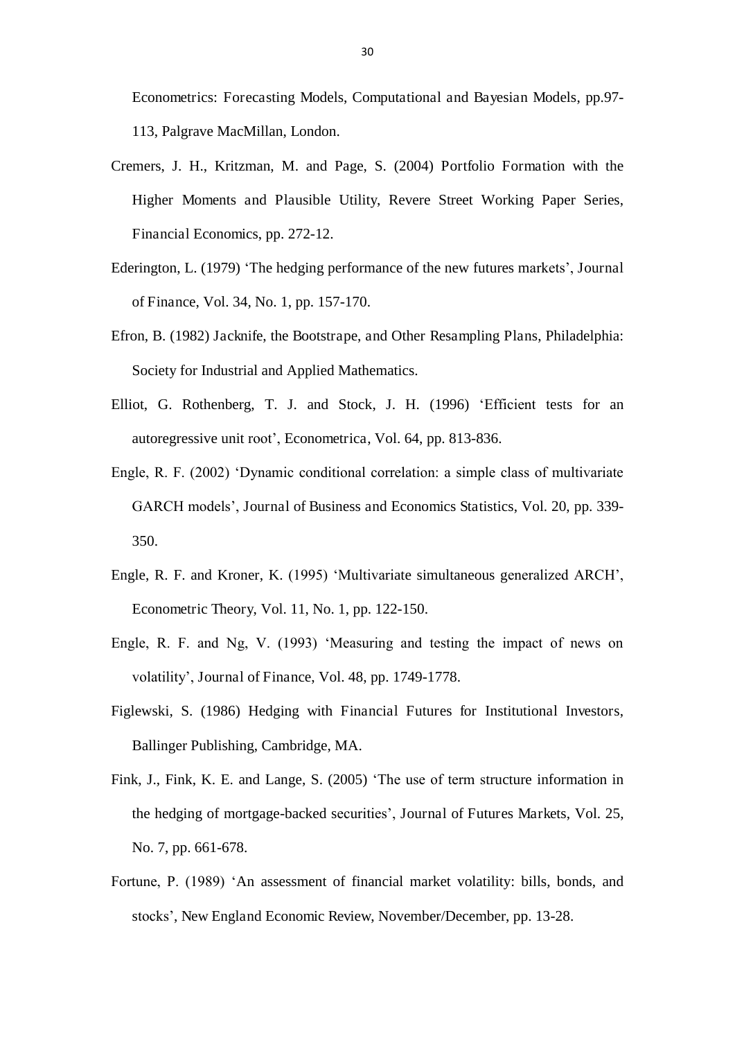Econometrics: Forecasting Models, Computational and Bayesian Models, pp.97-113, Palgrave MacMillan, London.

Cremers, J. H., Kritzman, M. and Page, S. (2004) Portfolio Formation with the Higher Moments and Plausible Utility, Revere Street Working Paper Series, Financial Economics, pp. 272-12.

Ederington, L. (1979) 'The hedging performance of the new futures markets', Journal of Finance, Vol. 34, No. 1, pp. 157-170.

Efron, B. (1982) Jacknife, the Bootstrape, and Other Resampling Plans, Philadelphia: Society for Industrial and Applied Mathematics.

Elliot, G. Rothenberg, T. J. and Stock, J. H. (1996) 'Efficient tests for an autoregressive unit root', Econometrica, Vol. 64, pp. 813-836.

Engle, R. F. (2002) 'Dynamic conditional correlation: a simple class of multivariate GARCH models', Journal of Business and Economics Statistics, Vol. 20, pp. 339-350.

Engle, R. F. and Kroner, K. (1995) 'Multivariate simultaneous generalized ARCH', Econometric Theory, Vol. 11, No. 1, pp. 122-150.

Engle, R. F. and Ng, V. (1993) 'Measuring and testing the impact of news on volatility', Journal of Finance, Vol. 48, pp. 1749-1778.

Figlewski, S. (1986) Hedging with Financial Futures for Institutional Investors, Ballinger Publishing, Cambridge, MA.

Fink, J., Fink, K. E. and Lange, S. (2005) 'The use of term structure information in the hedging of mortgage-backed securities', Journal of Futures Markets, Vol. 25, No. 7, pp. 661-678.

Fortune, P. (1989) 'An assessment of financial market volatility: bills, bonds, and stocks', New England Economic Review, November/December, pp. 13-28.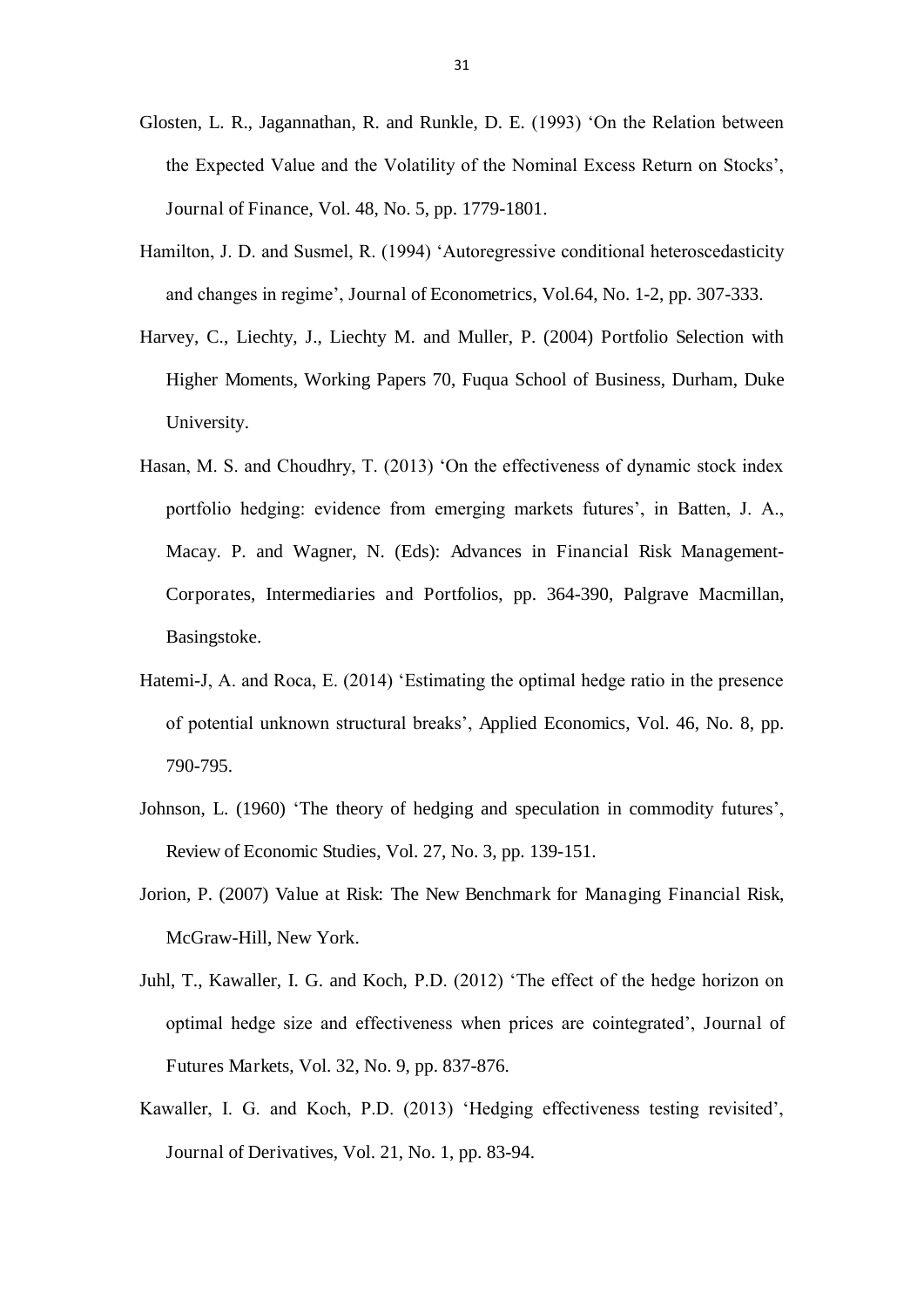Glosten, L. R., Jagannathan, R. and Runkle, D. E. (1993) 'On the Relation between the Expected Value and the Volatility of the Nominal Excess Return on Stocks', Journal of Finance, Vol. 48, No. 5, pp. 1779-1801.

Hamilton, J. D. and Susmel, R. (1994) 'Autoregressive conditional heteroscedasticity and changes in regime', Journal of Econometrics, Vol.64, No. 1-2, pp. 307-333.

Harvey, C., Liechty, J., Liechty M. and Muller, P. (2004) Portfolio Selection with Higher Moments, Working Papers 70, Fuqua School of Business, Durham, Duke University.

Hasan, M. S. and Choudhry, T. (2013) 'On the effectiveness of dynamic stock index portfolio hedging: evidence from emerging markets futures', in Batten, J. A., Macay. P. and Wagner, N. (Eds): Advances in Financial Risk Management- Corporates, Intermediaries and Portfolios, pp. 364-390, Palgrave Macmillan, Basingstoke.

Hatemi-J, A. and Roca, E. (2014) 'Estimating the optimal hedge ratio in the presence of potential unknown structural breaks', Applied Economics, Vol. 46, No. 8, pp. 790-795.

Johnson, L. (1960) 'The theory of hedging and speculation in commodity futures', Review of Economic Studies, Vol. 27, No. 3, pp. 139-151.

Jorion, P. (2007) Value at Risk: The New Benchmark for Managing Financial Risk, McGraw-Hill, New York.

Juhl, T., Kawaller, I. G. and Koch, P.D. (2012) 'The effect of the hedge horizon on optimal hedge size and effectiveness when prices are cointegrated', Journal of Futures Markets, Vol. 32, No. 9, pp. 837-876.

Kawaller, I. G. and Koch, P.D. (2013) 'Hedging effectiveness testing revisited', Journal of Derivatives, Vol. 21, No. 1, pp. 83-94.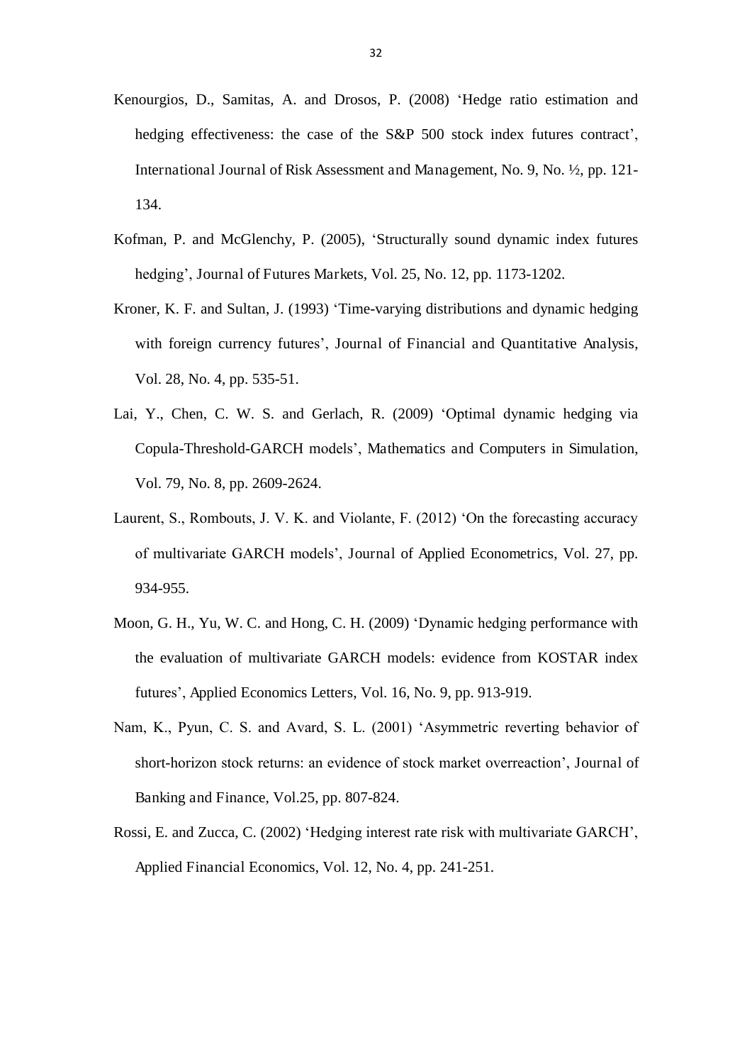Kenourgios, D., Samitas, A. and Drosos, P. (2008) 'Hedge ratio estimation and hedging effectiveness: the case of the S&P 500 stock index futures contract', International Journal of Risk Assessment and Management, No. 9, No. ½, pp. 121-134.

Kofman, P. and McGlenchy, P. (2005), 'Structurally sound dynamic index futures hedging', Journal of Futures Markets, Vol. 25, No. 12, pp. 1173-1202.

Kroner, K. F. and Sultan, J. (1993) 'Time-varying distributions and dynamic hedging with foreign currency futures', Journal of Financial and Quantitative Analysis, Vol. 28, No. 4, pp. 535-51.

Lai, Y., Chen, C. W. S. and Gerlach, R. (2009) 'Optimal dynamic hedging via Copula-Threshold-GARCH models', Mathematics and Computers in Simulation, Vol. 79, No. 8, pp. 2609-2624.

Laurent, S., Rombouts, J. V. K. and Violante, F. (2012) 'On the forecasting accuracy of multivariate GARCH models', Journal of Applied Econometrics, Vol. 27, pp. 934-955.

Moon, G. H., Yu, W. C. and Hong, C. H. (2009) 'Dynamic hedging performance with the evaluation of multivariate GARCH models: evidence from KOSTAR index futures', Applied Economics Letters, Vol. 16, No. 9, pp. 913-919.

Nam, K., Pyun, C. S. and Avard, S. L. (2001) 'Asymmetric reverting behavior of short-horizon stock returns: an evidence of stock market overreaction', Journal of Banking and Finance, Vol.25, pp. 807-824.

Rossi, E. and Zucca, C. (2002) 'Hedging interest rate risk with multivariate GARCH', Applied Financial Economics, Vol. 12, No. 4, pp. 241-251.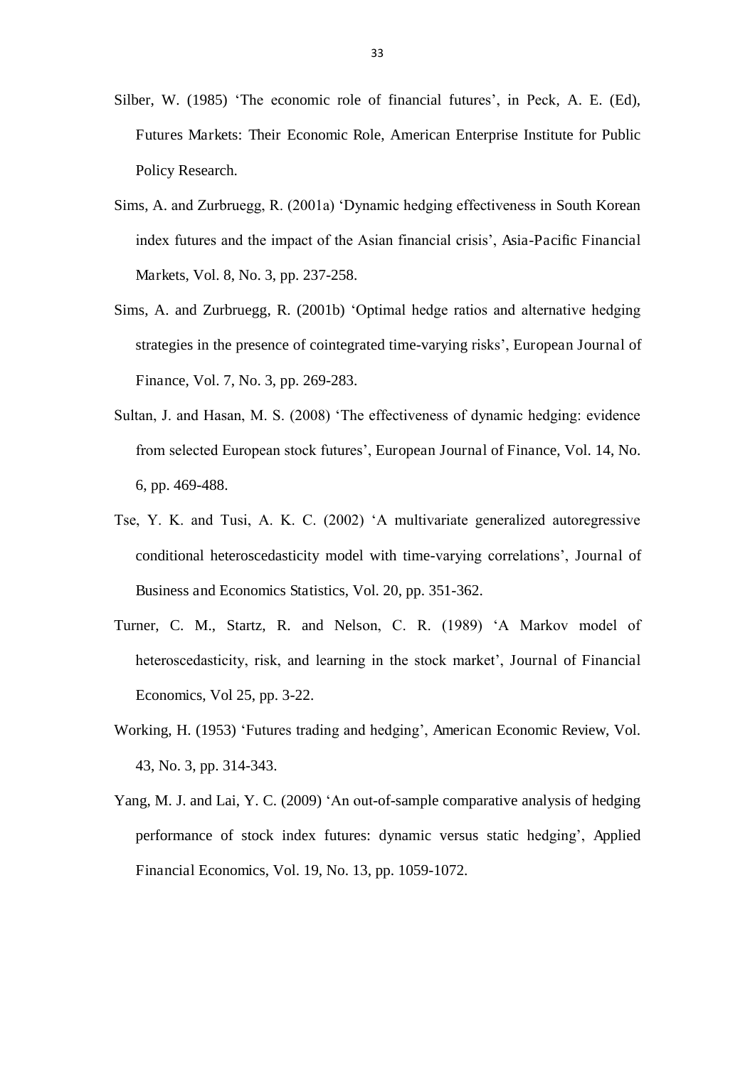Silber, W. (1985) 'The economic role of financial futures', in Peck, A. E. (Ed), Futures Markets: Their Economic Role, American Enterprise Institute for Public Policy Research.

Sims, A. and Zurbruegg, R. (2001a) 'Dynamic hedging effectiveness in South Korean index futures and the impact of the Asian financial crisis', Asia-Pacific Financial Markets, Vol. 8, No. 3, pp. 237-258.

Sims, A. and Zurbruegg, R. (2001b) 'Optimal hedge ratios and alternative hedging strategies in the presence of cointegrated time-varying risks', European Journal of Finance, Vol. 7, No. 3, pp. 269-283.

Sultan, J. and Hasan, M. S. (2008) 'The effectiveness of dynamic hedging: evidence from selected European stock futures', European Journal of Finance, Vol. 14, No. 6, pp. 469-488.

Tse, Y. K. and Tusi, A. K. C. (2002) 'A multivariate generalized autoregressive conditional heteroscedasticity model with time-varying correlations', Journal of Business and Economics Statistics, Vol. 20, pp. 351-362.

Turner, C. M., Startz, R. and Nelson, C. R. (1989) 'A Markov model of heteroscedasticity, risk, and learning in the stock market', Journal of Financial Economics, Vol 25, pp. 3-22.

Working, H. (1953) 'Futures trading and hedging', American Economic Review, Vol. 43, No. 3, pp. 314-343.

Yang, M. J. and Lai, Y. C. (2009) 'An out-of-sample comparative analysis of hedging performance of stock index futures: dynamic versus static hedging', Applied Financial Economics, Vol. 19, No. 13, pp. 1059-1072.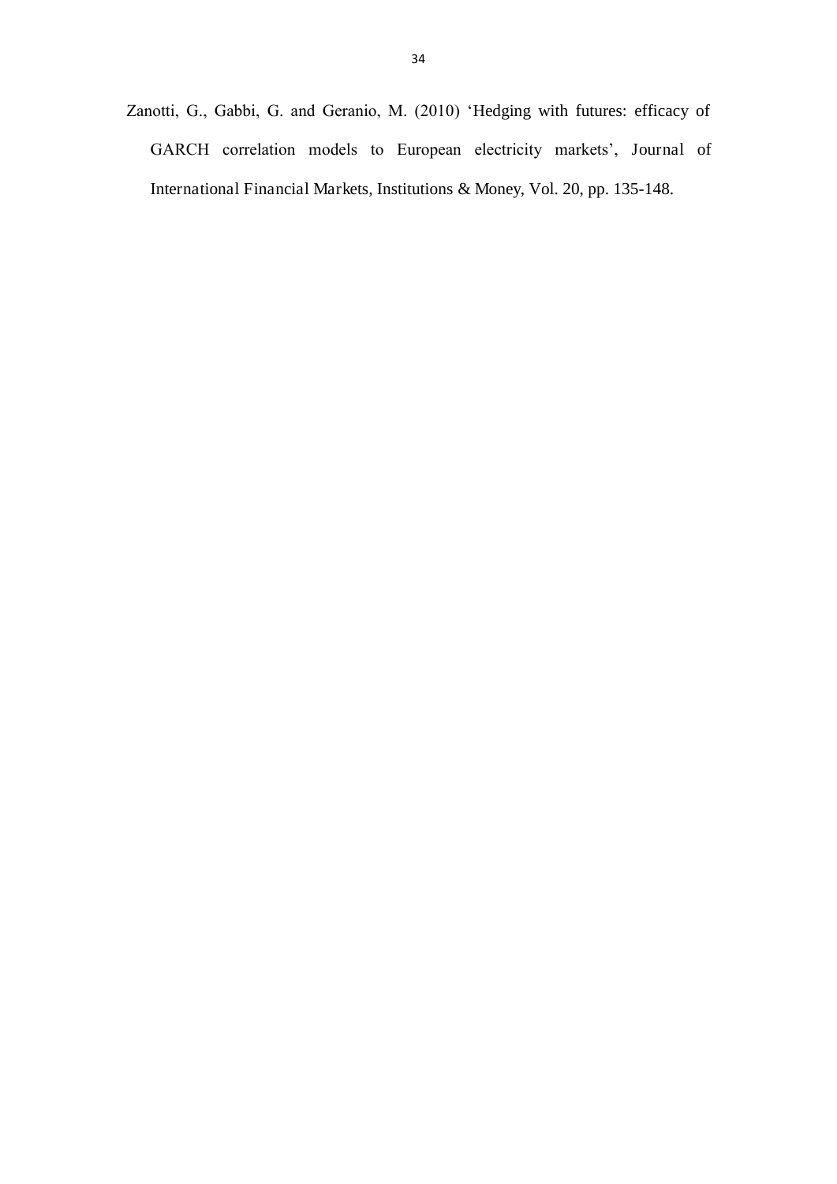Zanotti, G., Gabbi, G. and Geranio, M. (2010) 'Hedging with futures: efficacy of GARCH correlation models to European electricity markets', Journal of International Financial Markets, Institutions & Money, Vol. 20, pp. 135-148.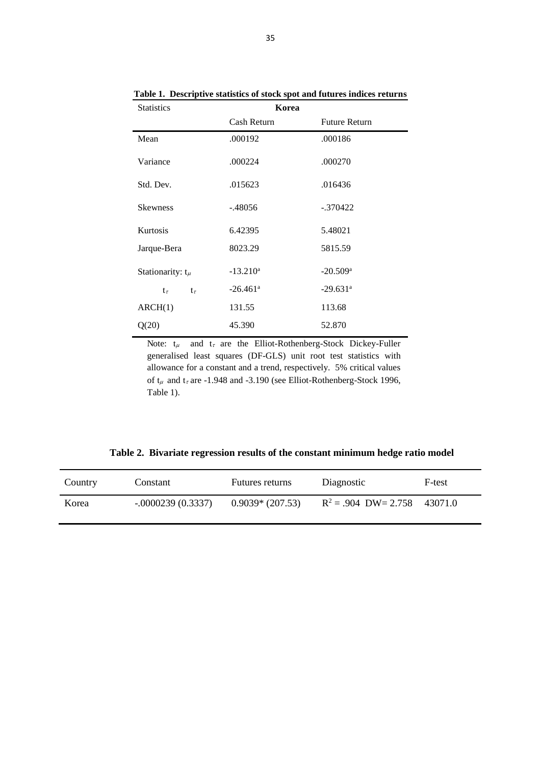**Table 1. Descriptive statistics of stock spot and futures indices returns**

| Statistics | Korea | |
|---|---|---|
| | Cash Return | Future Return |
| Mean | .000192 | .000186 |
| Variance | .000224 | .000270 |
| Std. Dev. | .015623 | .016436 |
| Skewness | -.48056 | -.370422 |
| Kurtosis | 6.42395 | 5.48021 |
| Jarque-Bera | 8023.29 | 5815.59 |
| Stationarity: $t_\mu$ | -13.210[a] | -20.509[a] |
| $t_\tau$ $t_\tau$ | -26.461[a] | -29.631[a] |
| ARCH(1) | 131.55 | 113.68 |
| Q(20) | 45.390 | 52.870 |

Note: $t_\mu$ and $t_\tau$ are the Elliot-Rothenberg-Stock Dickey-Fuller generalised least squares (DF-GLS) unit root test statistics with allowance for a constant and a trend, respectively. 5% critical values of $t_\mu$ and $t_\tau$ are -1.948 and -3.190 (see Elliot-Rothenberg-Stock 1996, Table 1).

**Table 2. Bivariate regression results of the constant minimum hedge ratio model**

| Country | Constant | Futures returns | Diagnostic | F-test |
|---|---|---|---|---|
| Korea | -.0000239 (0.3337) | 0.9039* (207.53) | $R^2$ = .904 DW= 2.758 | 43071.0 |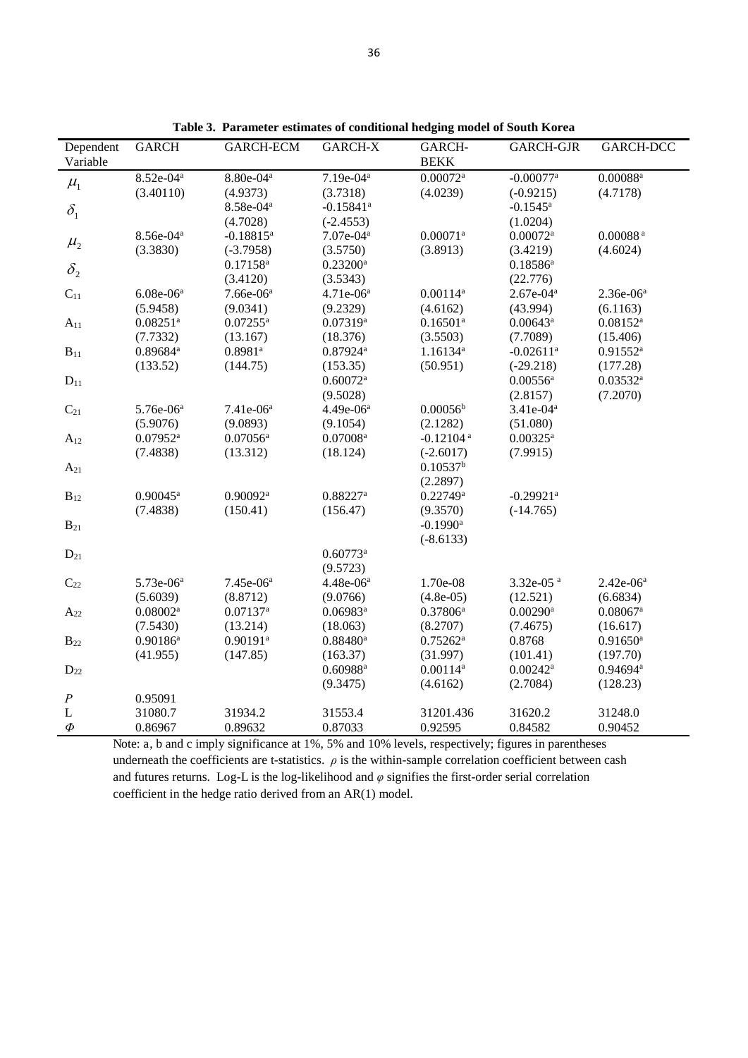**Table 3. Parameter estimates of conditional hedging model of South Korea**

| Dependent Variable | GARCH | GARCH-ECM | GARCH-X | GARCH-BEKK | GARCH-GJR | GARCH-DCC |
|---|---|---|---|---|---|---|
| $\mu_1$ | 8.52e-04[a] | 8.80e-04[a] | 7.19e-04[a] | 0.00072[a] | -0.00077[a] | 0.00088[a] |
| | (3.40110) | (4.9373) | (3.7318) | (4.0239) | (-0.9215) | (4.7178) |
| $\delta_1$ | | 8.58e-04[a] | -0.15841[a] | | -0.1545[a] | |
| | | (4.7028) | (-2.4553) | | (1.0204) | |
| $\mu_2$ | 8.56e-04[a] | -0.18815[a] | 7.07e-04[a] | 0.00071[a] | 0.00072[a] | 0.00088[a] |
| | (3.3830) | (-3.7958) | (3.5750) | (3.8913) | (3.4219) | (4.6024) |
| $\delta_2$ | | 0.17158[a] | 0.23200[a] | | 0.18586[a] | |
| | | (3.4120) | (3.5343) | | (22.776) | |
| $C_{11}$ | 6.08e-06[a] | 7.66e-06[a] | 4.71e-06[a] | 0.00114[a] | 2.67e-04[a] | 2.36e-06[a] |
| | (5.9458) | (9.0341) | (9.2329) | (4.6162) | (43.994) | (6.1163) |
| $A_{11}$ | 0.08251[a] | 0.07255[a] | 0.07319[a] | 0.16501[a] | 0.00643[a] | 0.08152[a] |
| | (7.7332) | (13.167) | (18.376) | (3.5503) | (7.7089) | (15.406) |
| $B_{11}$ | 0.89684[a] | 0.8981[a] | 0.87924[a] | 1.16134[a] | -0.02611[a] | 0.91552[a] |
| | (133.52) | (144.75) | (153.35) | (50.951) | (-29.218) | (177.28) |
| $D_{11}$ | | | 0.60072[a] | | 0.00556[a] | 0.03532[a] |
| | | | (9.5028) | | (2.8157) | (7.2070) |
| $C_{21}$ | 5.76e-06[a] | 7.41e-06[a] | 4.49e-06[a] | 0.00056[b] | 3.41e-04[a] | |
| | (5.9076) | (9.0893) | (9.1054) | (2.1282) | (51.080) | |
| $A_{12}$ | 0.07952[a] | 0.07056[a] | 0.07008[a] | -0.12104[a] | 0.00325[a] | |
| | (7.4838) | (13.312) | (18.124) | (-2.6017) | (7.9915) | |
| $A_{21}$ | | | | 0.10537[b] | | |
| | | | | (2.2897) | | |
| $B_{12}$ | 0.90045[a] | 0.90092[a] | 0.88227[a] | 0.22749[a] | -0.29921[a] | |
| | (7.4838) | (150.41) | (156.47) | (9.3570) | (-14.765) | |
| $B_{21}$ | | | | -0.1990[a] | | |
| | | | | (-8.6133) | | |
| $D_{21}$ | | | 0.60773[a] | | | |
| | | | (9.5723) | | | |
| $C_{22}$ | 5.73e-06[a] | 7.45e-06[a] | 4.48e-06[a] | 1.70e-08 | 3.32e-05[a] | 2.42e-06[a] |
| | (5.6039) | (8.8712) | (9.0766) | (4.8e-05) | (12.521) | (6.6834) |
| $A_{22}$ | 0.08002[a] | 0.07137[a] | 0.06983[a] | 0.37806[a] | 0.00290[a] | 0.08067[a] |
| | (7.5430) | (13.214) | (18.063) | (8.2707) | (7.4675) | (16.617) |
| $B_{22}$ | 0.90186[a] | 0.90191[a] | 0.88480[a] | 0.75262[a] | 0.8768 | 0.91650[a] |
| | (41.955) | (147.85) | (163.37) | (31.997) | (101.41) | (197.70) |
| $D_{22}$ | | | 0.60988[a] | 0.00114[a] | 0.00242[a] | 0.94694[a] |
| | | | (9.3475) | (4.6162) | (2.7084) | (128.23) |
| $P$ | 0.95091 | | | | | |
| L | 31080.7 | 31934.2 | 31553.4 | 31201.436 | 31620.2 | 31248.0 |
| $\Phi$ | 0.86967 | 0.89632 | 0.87033 | 0.92595 | 0.84582 | 0.90452 |

Note: a, b and c imply significance at 1%, 5% and 10% levels, respectively; figures in parentheses underneath the coefficients are t-statistics. $\rho$ is the within-sample correlation coefficient between cash and futures returns. Log-L is the log-likelihood and $\varphi$ signifies the first-order serial correlation coefficient in the hedge ratio derived from an AR(1) model.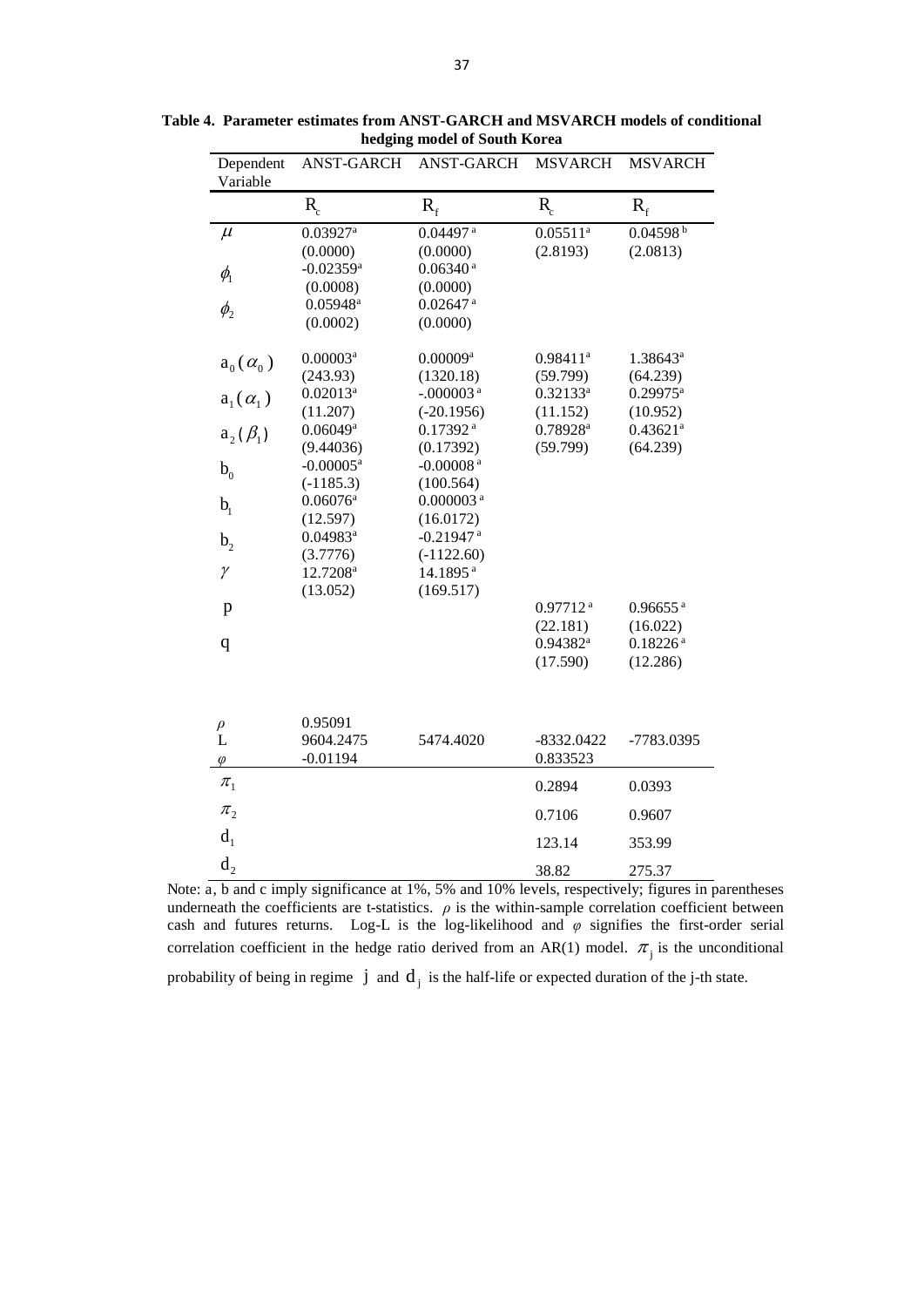**Table 4. Parameter estimates from ANST-GARCH and MSVARCH models of conditional hedging model of South Korea**

| Dependent Variable | ANST-GARCH | ANST-GARCH | MSVARCH | MSVARCH |
|---|---|---|---|---|
| | $R_c$ | $R_f$ | $R_c$ | $R_f$ |
| $\mu$ | 0.03927[a] | 0.04497[a] | 0.05511[a] | 0.04598[b] |
| | (0.0000) | (0.0000) | (2.8193) | (2.0813) |
| $\phi_1$ | -0.02359[a] | 0.06340[a] | | |
| | (0.0008) | (0.0000) | | |
| $\phi_2$ | 0.05948[a] | 0.02647[a] | | |
| | (0.0002) | (0.0000) | | |
| $a_0(\alpha_0)$ | 0.00003[a] | 0.00009[a] | 0.98411[a] | 1.38643[a] |
| | (243.93) | (1320.18) | (59.799) | (64.239) |
| $a_1(\alpha_1)$ | 0.02013[a] | -.000003[a] | 0.32133[a] | 0.29975[a] |
| | (11.207) | (-20.1956) | (11.152) | (10.952) |
| $a_2(\beta_1)$ | 0.06049[a] | 0.17392[a] | 0.78928[a] | 0.43621[a] |
| | (9.44036) | (0.17392) | (59.799) | (64.239) |
| $b_0$ | -0.00005[a] | -0.00008[a] | | |
| | (-1185.3) | (100.564) | | |
| $b_1$ | 0.06076[a] | 0.000003[a] | | |
| | (12.597) | (16.0172) | | |
| $b_2$ | 0.04983[a] | -0.21947[a] | | |
| | (3.7776) | (-1122.60) | | |
| $\gamma$ | 12.7208[a] | 14.1895[a] | | |
| | (13.052) | (169.517) | | |
| p | | | 0.97712[a] | 0.96655[a] |
| | | | (22.181) | (16.022) |
| q | | | 0.94382[a] | 0.18226[a] |
| | | | (17.590) | (12.286) |
| $\rho$ | 0.95091 | | | |
| L | 9604.2475 | 5474.4020 | -8332.0422 | -7783.0395 |
| $\varphi$ | -0.01194 | | 0.833523 | |
| $\pi_1$ | | | 0.2894 | 0.0393 |
| $\pi_2$ | | | 0.7106 | 0.9607 |
| $d_1$ | | | 123.14 | 353.99 |
| $d_2$ | | | 38.82 | 275.37 |

Note: a, b and c imply significance at 1%, 5% and 10% levels, respectively; figures in parentheses underneath the coefficients are t-statistics. $\rho$ is the within-sample correlation coefficient between cash and futures returns. Log-L is the log-likelihood and $\varphi$ signifies the first-order serial correlation coefficient in the hedge ratio derived from an AR(1) model. $\pi_j$ is the unconditional probability of being in regime $j$ and $d_j$ is the half-life or expected duration of the j-th state.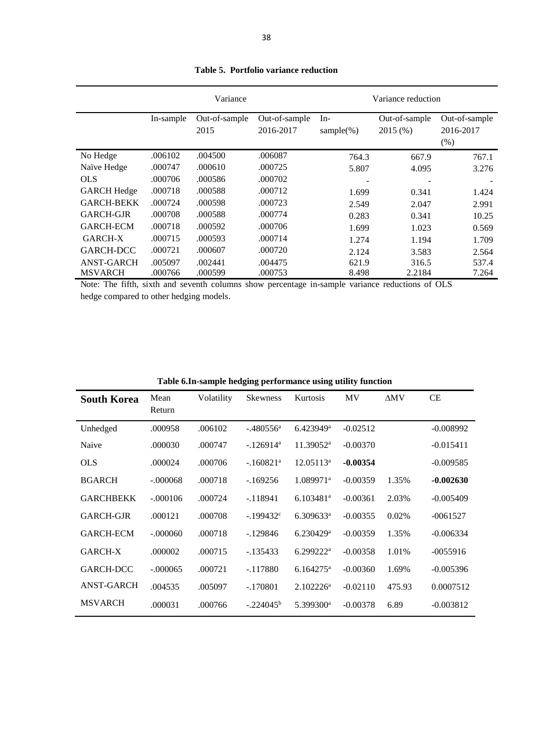**Table 5. Portfolio variance reduction**

| | Variance | | | Variance reduction | | |
|---|---|---|---|---|---|---|
| | In-sample | Out-of-sample 2015 | Out-of-sample 2016-2017 | In-sample(%) | Out-of-sample 2015 (%) | Out-of-sample 2016-2017 (%) |
| No Hedge | .006102 | .004500 | .006087 | 764.3 | 667.9 | 767.1 |
| Naïve Hedge | .000747 | .000610 | .000725 | 5.807 | 4.095 | 3.276 |
| OLS | .000706 | .000586 | .000702 | - | - | - |
| GARCH Hedge | .000718 | .000588 | .000712 | 1.699 | 0.341 | 1.424 |
| GARCH-BEKK | .000724 | .000598 | .000723 | 2.549 | 2.047 | 2.991 |
| GARCH-GJR | .000708 | .000588 | .000774 | 0.283 | 0.341 | 10.25 |
| GARCH-ECM | .000718 | .000592 | .000706 | 1.699 | 1.023 | 0.569 |
| GARCH-X | .000715 | .000593 | .000714 | 1.274 | 1.194 | 1.709 |
| GARCH-DCC | .000721 | .000607 | .000720 | 2.124 | 3.583 | 2.564 |
| ANST-GARCH | .005097 | .002441 | .004475 | 621.9 | 316.5 | 537.4 |
| MSVARCH | .000766 | .000599 | .000753 | 8.498 | 2.2184 | 7.264 |

Note: The fifth, sixth and seventh columns show percentage in-sample variance reductions of OLS hedge compared to other hedging models.

**Table 6.In-sample hedging performance using utility function**

| **South Korea** | Mean Return | Volatility | Skewness | Kurtosis | MV | ΔMV | CE |
|---|---|---|---|---|---|---|---|
| Unhedged | .000958 | .006102 | -.480556[a] | 6.423949[a] | -0.02512 | | -0.008992 |
| Naive | .000030 | .000747 | -.126914[a] | 11.39052[a] | -0.00370 | | -0.015411 |
| OLS | .000024 | .000706 | -.160821[a] | 12.05113[a] | **-0.00354** | | -0.009585 |
| BGARCH | -.000068 | .000718 | -.169256 | 1.089971[a] | -0.00359 | 1.35% | **-0.002630** |
| GARCHBEKK | -.000106 | .000724 | -.118941 | 6.103481[a] | -0.00361 | 2.03% | -0.005409 |
| GARCH-GJR | .000121 | .000708 | -.199432[c] | 6.309633[a] | -0.00355 | 0.02% | -0061527 |
| GARCH-ECM | -.000060 | .000718 | -.129846 | 6.230429[a] | -0.00359 | 1.35% | -0.006334 |
| GARCH-X | .000002 | .000715 | -.135433 | 6.299222[a] | -0.00358 | 1.01% | -0055916 |
| GARCH-DCC | -.000065 | .000721 | -.117880 | 6.164275[a] | -0.00360 | 1.69% | -0.005396 |
| ANST-GARCH | .004535 | .005097 | -.170801 | 2.102226[a] | -0.02110 | 475.93 | 0.0007512 |
| MSVARCH | .000031 | .000766 | -.224045[b] | 5.399300[a] | -0.00378 | 6.89 | -0.003812 |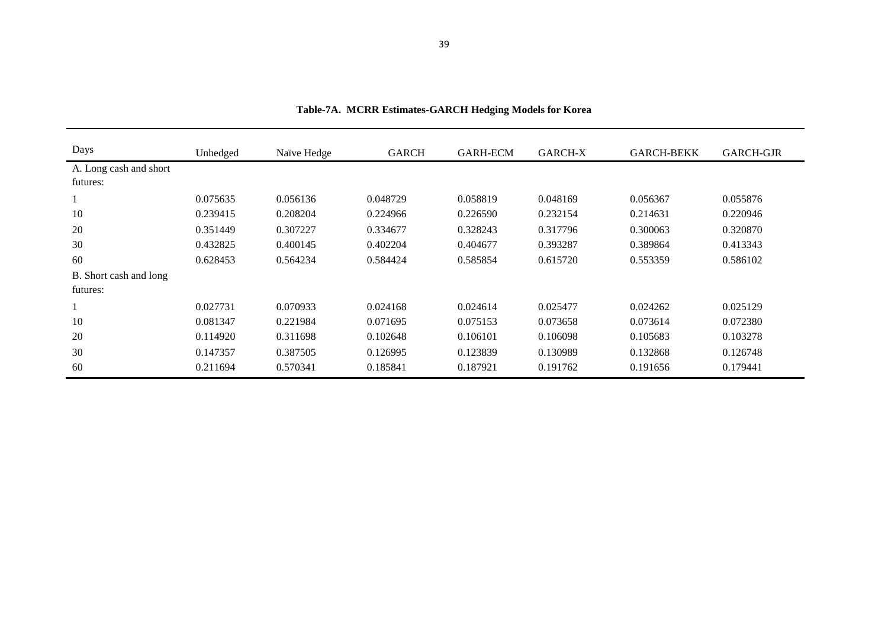**Table-7A. MCRR Estimates-GARCH Hedging Models for Korea**

| Days | Unhedged | Naïve Hedge | GARCH | GARH-ECM | GARCH-X | GARCH-BEKK | GARCH-GJR |
|---|---|---|---|---|---|---|---|
| A. Long cash and short futures: | | | | | | | |
| 1 | 0.075635 | 0.056136 | 0.048729 | 0.058819 | 0.048169 | 0.056367 | 0.055876 |
| 10 | 0.239415 | 0.208204 | 0.224966 | 0.226590 | 0.232154 | 0.214631 | 0.220946 |
| 20 | 0.351449 | 0.307227 | 0.334677 | 0.328243 | 0.317796 | 0.300063 | 0.320870 |
| 30 | 0.432825 | 0.400145 | 0.402204 | 0.404677 | 0.393287 | 0.389864 | 0.413343 |
| 60 | 0.628453 | 0.564234 | 0.584424 | 0.585854 | 0.615720 | 0.553359 | 0.586102 |
| B. Short cash and long futures: | | | | | | | |
| 1 | 0.027731 | 0.070933 | 0.024168 | 0.024614 | 0.025477 | 0.024262 | 0.025129 |
| 10 | 0.081347 | 0.221984 | 0.071695 | 0.075153 | 0.073658 | 0.073614 | 0.072380 |
| 20 | 0.114920 | 0.311698 | 0.102648 | 0.106101 | 0.106098 | 0.105683 | 0.103278 |
| 30 | 0.147357 | 0.387505 | 0.126995 | 0.123839 | 0.130989 | 0.132868 | 0.126748 |
| 60 | 0.211694 | 0.570341 | 0.185841 | 0.187921 | 0.191762 | 0.191656 | 0.179441 |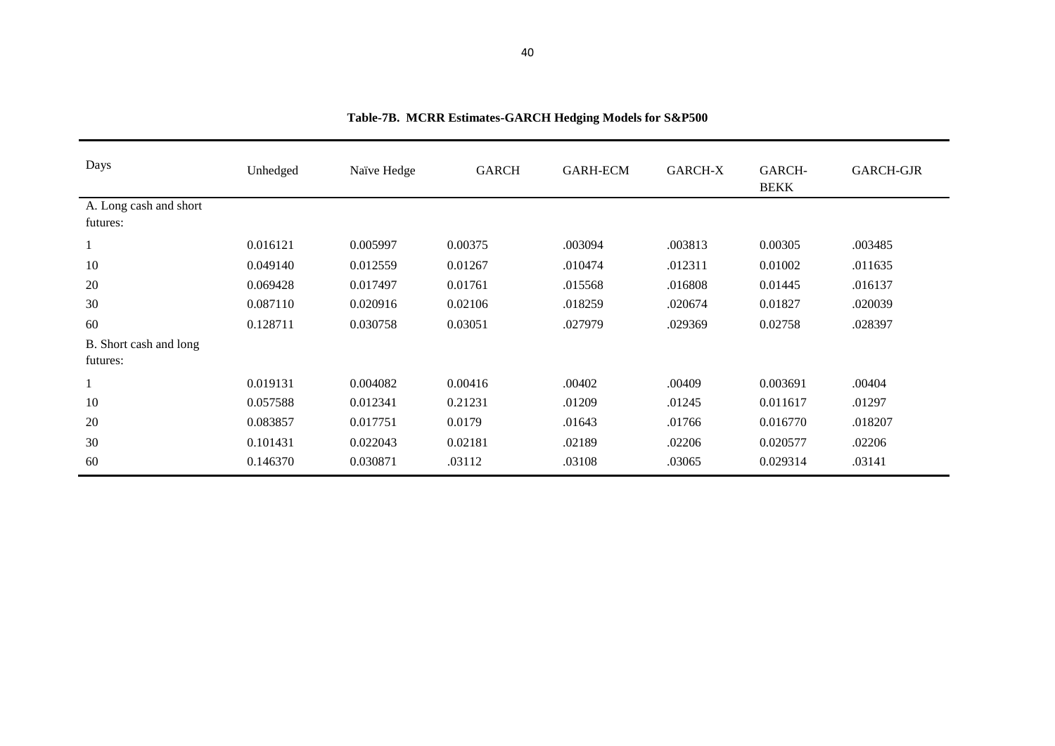**Table-7B. MCRR Estimates-GARCH Hedging Models for S&P500**

| Days | Unhedged | Naïve Hedge | GARCH | GARH-ECM | GARCH-X | GARCH-BEKK | GARCH-GJR |
|---|---|---|---|---|---|---|---|
| A. Long cash and short futures: | | | | | | | |
| 1 | 0.016121 | 0.005997 | 0.00375 | .003094 | .003813 | 0.00305 | .003485 |
| 10 | 0.049140 | 0.012559 | 0.01267 | .010474 | .012311 | 0.01002 | .011635 |
| 20 | 0.069428 | 0.017497 | 0.01761 | .015568 | .016808 | 0.01445 | .016137 |
| 30 | 0.087110 | 0.020916 | 0.02106 | .018259 | .020674 | 0.01827 | .020039 |
| 60 | 0.128711 | 0.030758 | 0.03051 | .027979 | .029369 | 0.02758 | .028397 |
| B. Short cash and long futures: | | | | | | | |
| 1 | 0.019131 | 0.004082 | 0.00416 | .00402 | .00409 | 0.003691 | .00404 |
| 10 | 0.057588 | 0.012341 | 0.21231 | .01209 | .01245 | 0.011617 | .01297 |
| 20 | 0.083857 | 0.017751 | 0.0179 | .01643 | .01766 | 0.016770 | .018207 |
| 30 | 0.101431 | 0.022043 | 0.02181 | .02189 | .02206 | 0.020577 | .02206 |
| 60 | 0.146370 | 0.030871 | .03112 | .03108 | .03065 | 0.029314 | .03141 |